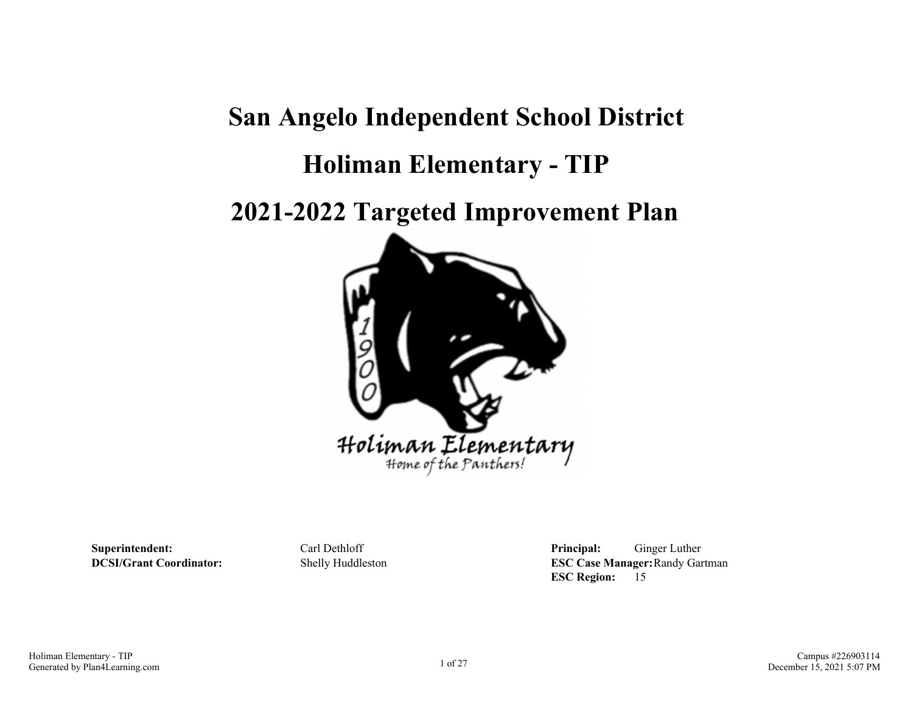# San Angelo Independent School District

# Holiman Elementary - TIP

# 2021-2022 Targeted Improvement Plan

**Superintendent:** Carl Dethloff

**DCSI/Grant Coordinator:** Shelly Huddleston

**Principal:** Ginger Luther

**ESC Case Manager:** Randy Gartman

**ESC Region:** 15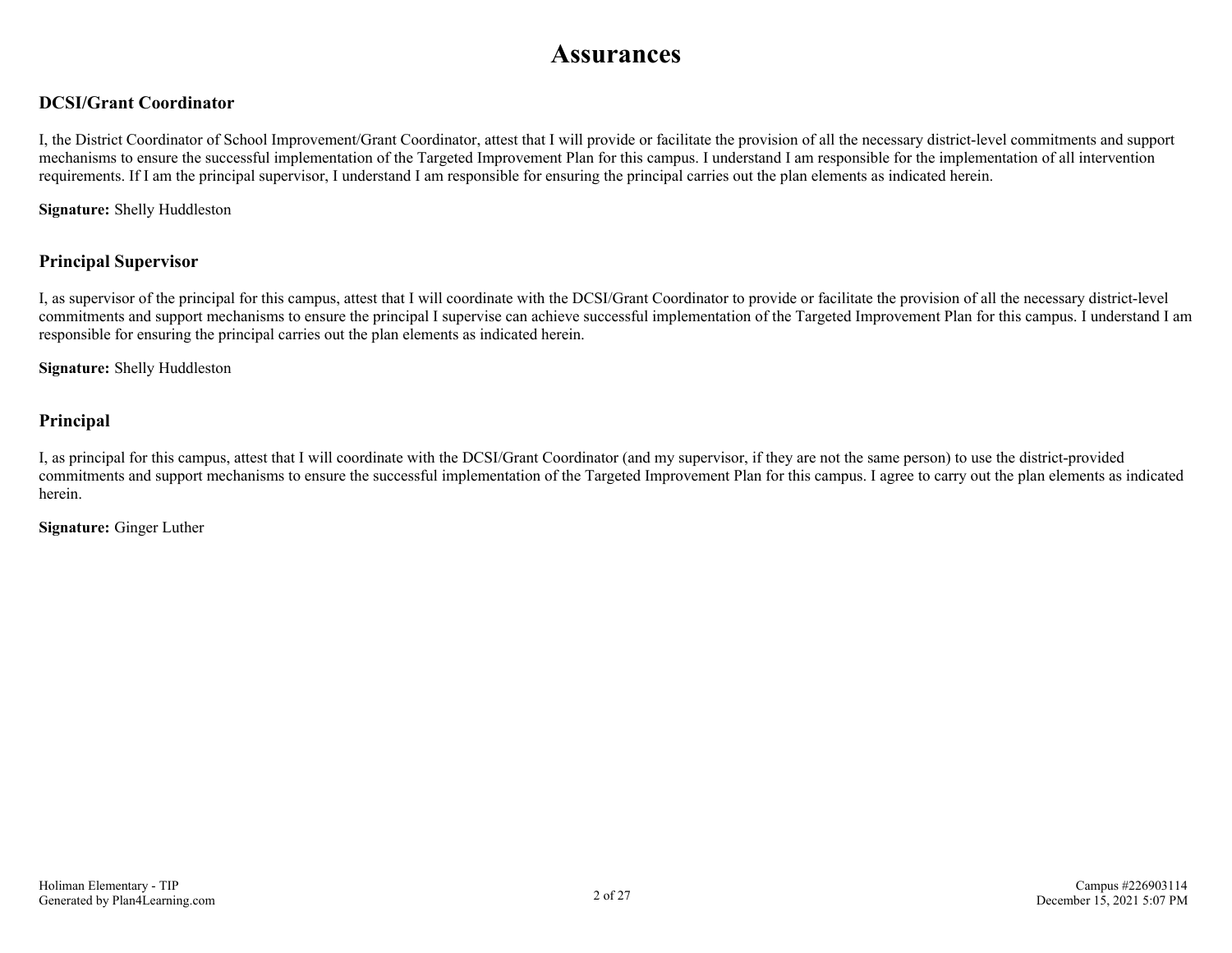# Assurances

## DCSI/Grant Coordinator

I, the District Coordinator of School Improvement/Grant Coordinator, attest that I will provide or facilitate the provision of all the necessary district-level commitments and support mechanisms to ensure the successful implementation of the Targeted Improvement Plan for this campus. I understand I am responsible for the implementation of all intervention requirements. If I am the principal supervisor, I understand I am responsible for ensuring the principal carries out the plan elements as indicated herein.

**Signature:** Shelly Huddleston

## Principal Supervisor

I, as supervisor of the principal for this campus, attest that I will coordinate with the DCSI/Grant Coordinator to provide or facilitate the provision of all the necessary district-level commitments and support mechanisms to ensure the principal I supervise can achieve successful implementation of the Targeted Improvement Plan for this campus. I understand I am responsible for ensuring the principal carries out the plan elements as indicated herein.

**Signature:** Shelly Huddleston

## Principal

I, as principal for this campus, attest that I will coordinate with the DCSI/Grant Coordinator (and my supervisor, if they are not the same person) to use the district-provided commitments and support mechanisms to ensure the successful implementation of the Targeted Improvement Plan for this campus. I agree to carry out the plan elements as indicated herein.

**Signature:** Ginger Luther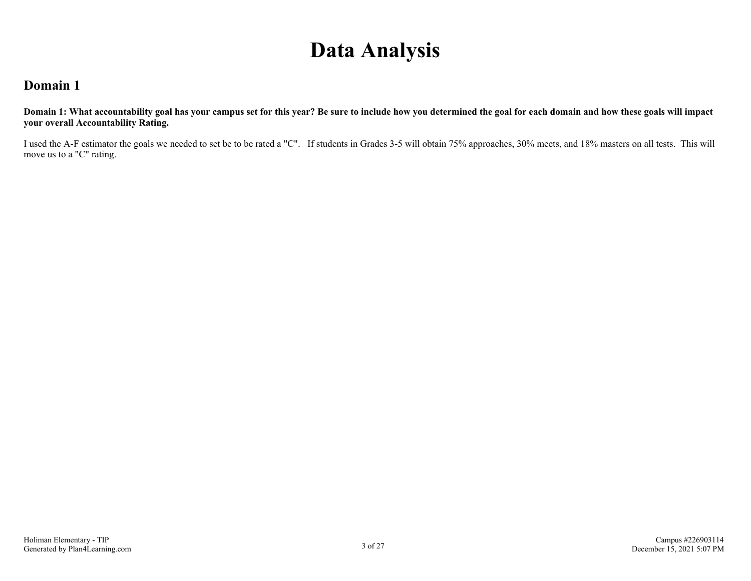# Data Analysis

## Domain 1

**Domain 1: What accountability goal has your campus set for this year? Be sure to include how you determined the goal for each domain and how these goals will impact your overall Accountability Rating.**

I used the A-F estimator the goals we needed to set be to be rated a "C". If students in Grades 3-5 will obtain 75% approaches, 30% meets, and 18% masters on all tests. This will move us to a "C" rating.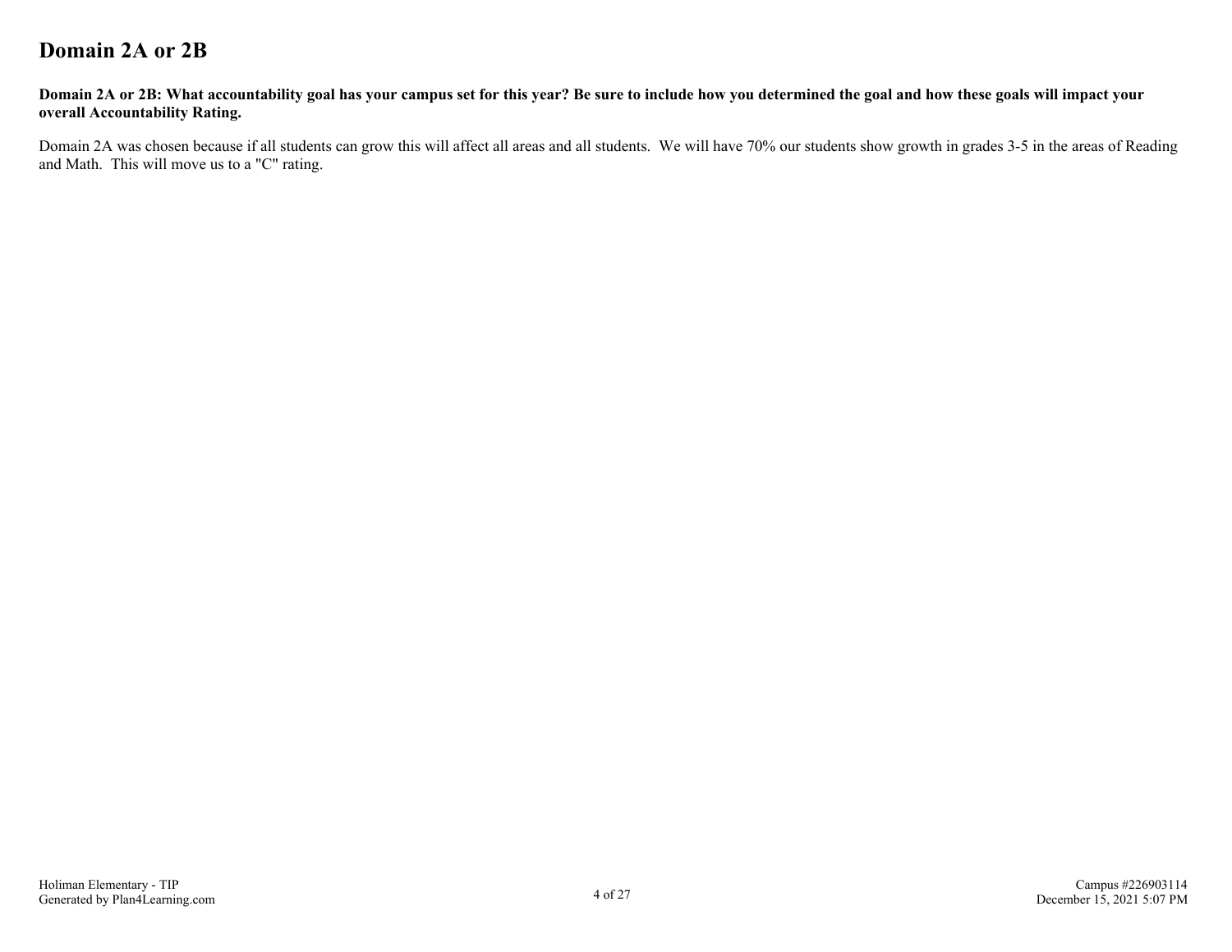# Domain 2A or 2B

**Domain 2A or 2B: What accountability goal has your campus set for this year? Be sure to include how you determined the goal and how these goals will impact your overall Accountability Rating.**

Domain 2A was chosen because if all students can grow this will affect all areas and all students. We will have 70% our students show growth in grades 3-5 in the areas of Reading and Math. This will move us to a "C" rating.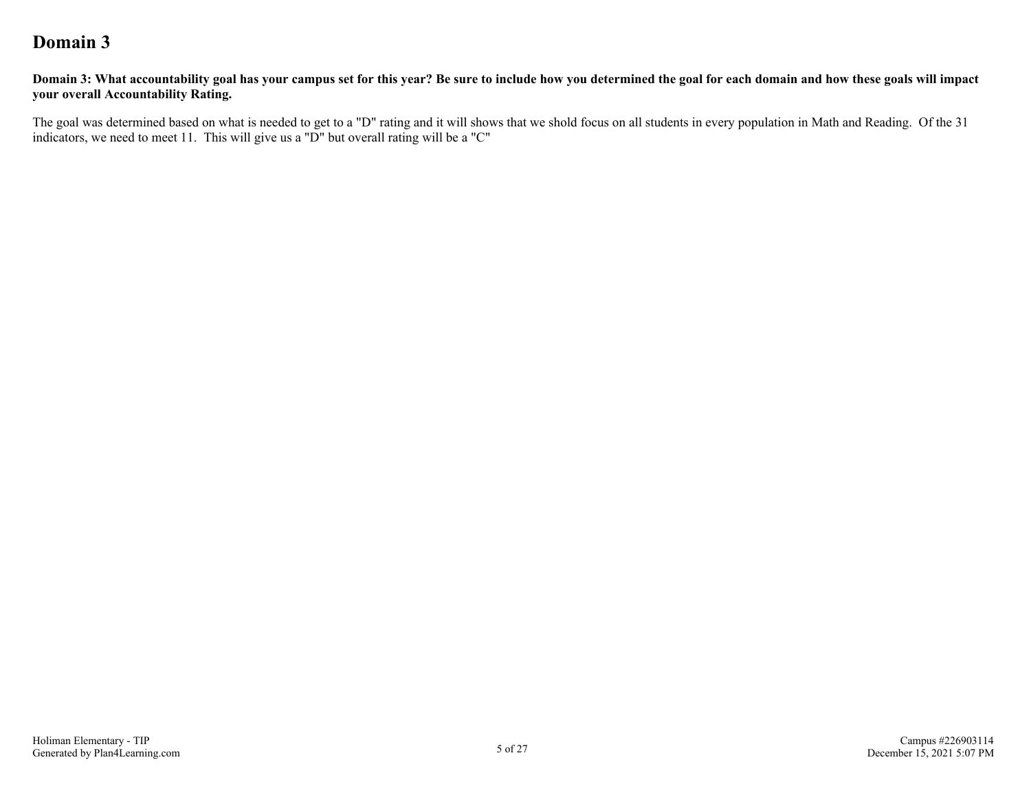# Domain 3

**Domain 3: What accountability goal has your campus set for this year? Be sure to include how you determined the goal for each domain and how these goals will impact your overall Accountability Rating.**

The goal was determined based on what is needed to get to a "D" rating and it will shows that we shold focus on all students in every population in Math and Reading. Of the 31 indicators, we need to meet 11. This will give us a "D" but overall rating will be a "C"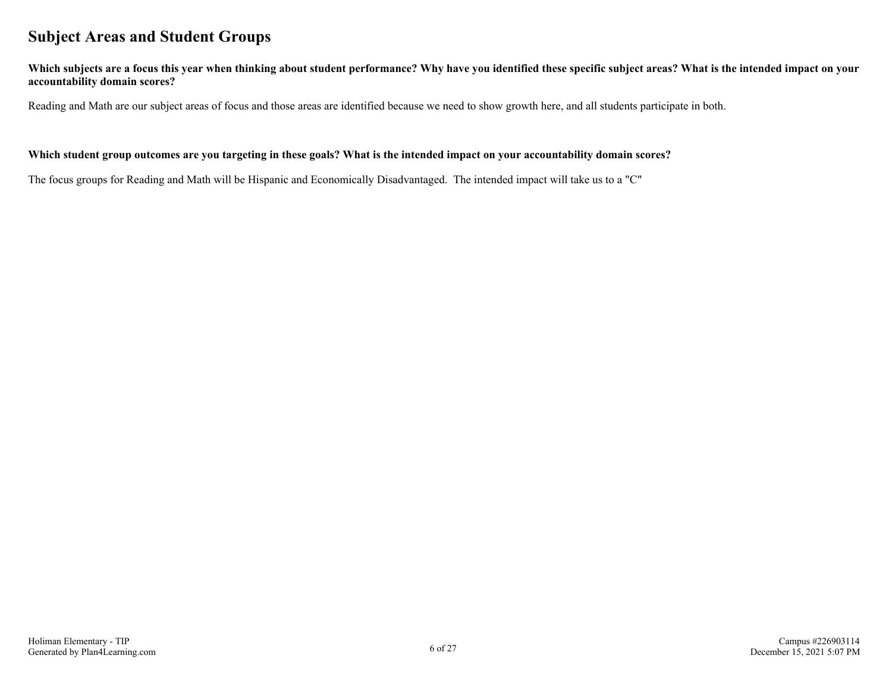## Subject Areas and Student Groups

**Which subjects are a focus this year when thinking about student performance? Why have you identified these specific subject areas? What is the intended impact on your accountability domain scores?**

Reading and Math are our subject areas of focus and those areas are identified because we need to show growth here, and all students participate in both.

**Which student group outcomes are you targeting in these goals? What is the intended impact on your accountability domain scores?**

The focus groups for Reading and Math will be Hispanic and Economically Disadvantaged. The intended impact will take us to a "C"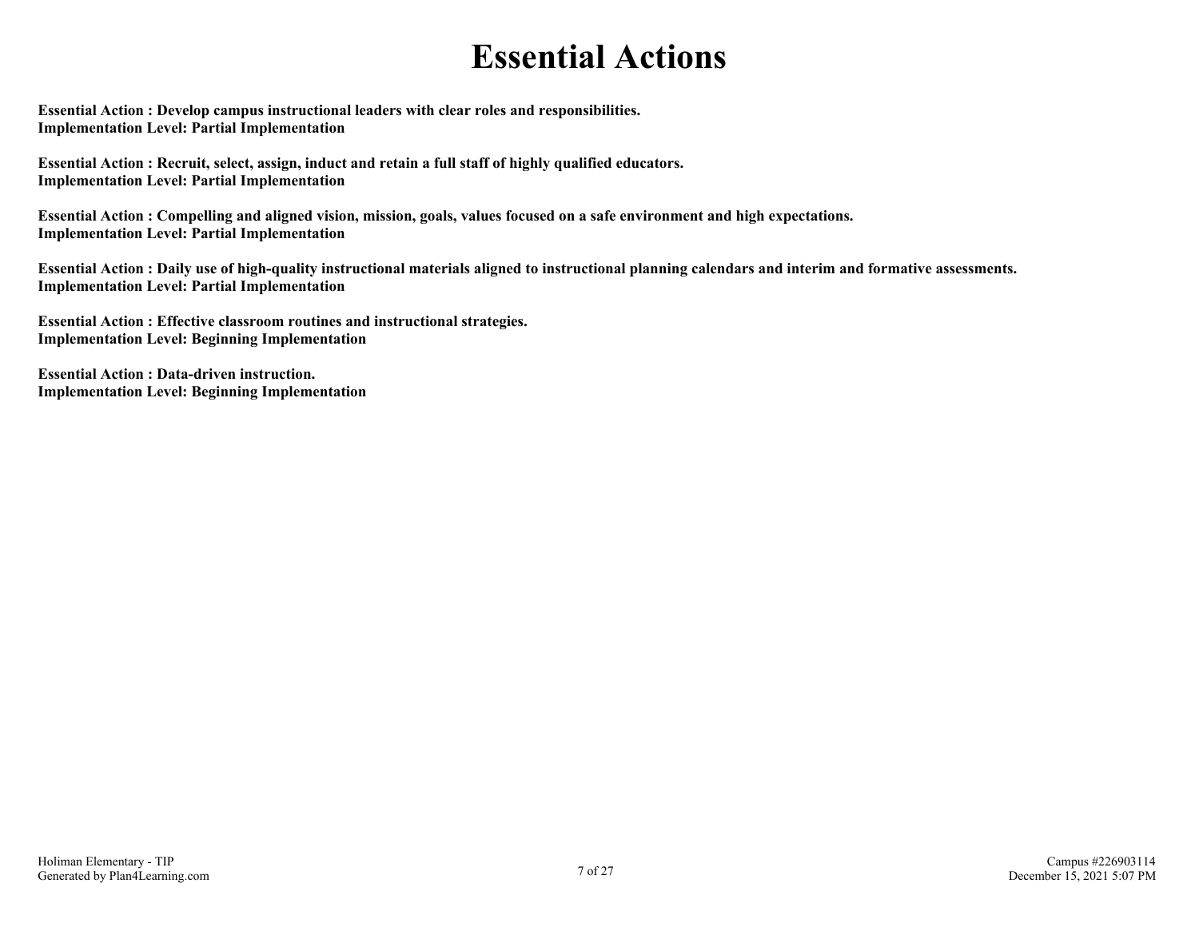# Essential Actions

**Essential Action : Develop campus instructional leaders with clear roles and responsibilities.**
**Implementation Level: Partial Implementation**

**Essential Action : Recruit, select, assign, induct and retain a full staff of highly qualified educators.**
**Implementation Level: Partial Implementation**

**Essential Action : Compelling and aligned vision, mission, goals, values focused on a safe environment and high expectations.**
**Implementation Level: Partial Implementation**

**Essential Action : Daily use of high-quality instructional materials aligned to instructional planning calendars and interim and formative assessments.**
**Implementation Level: Partial Implementation**

**Essential Action : Effective classroom routines and instructional strategies.**
**Implementation Level: Beginning Implementation**

**Essential Action : Data-driven instruction.**
**Implementation Level: Beginning Implementation**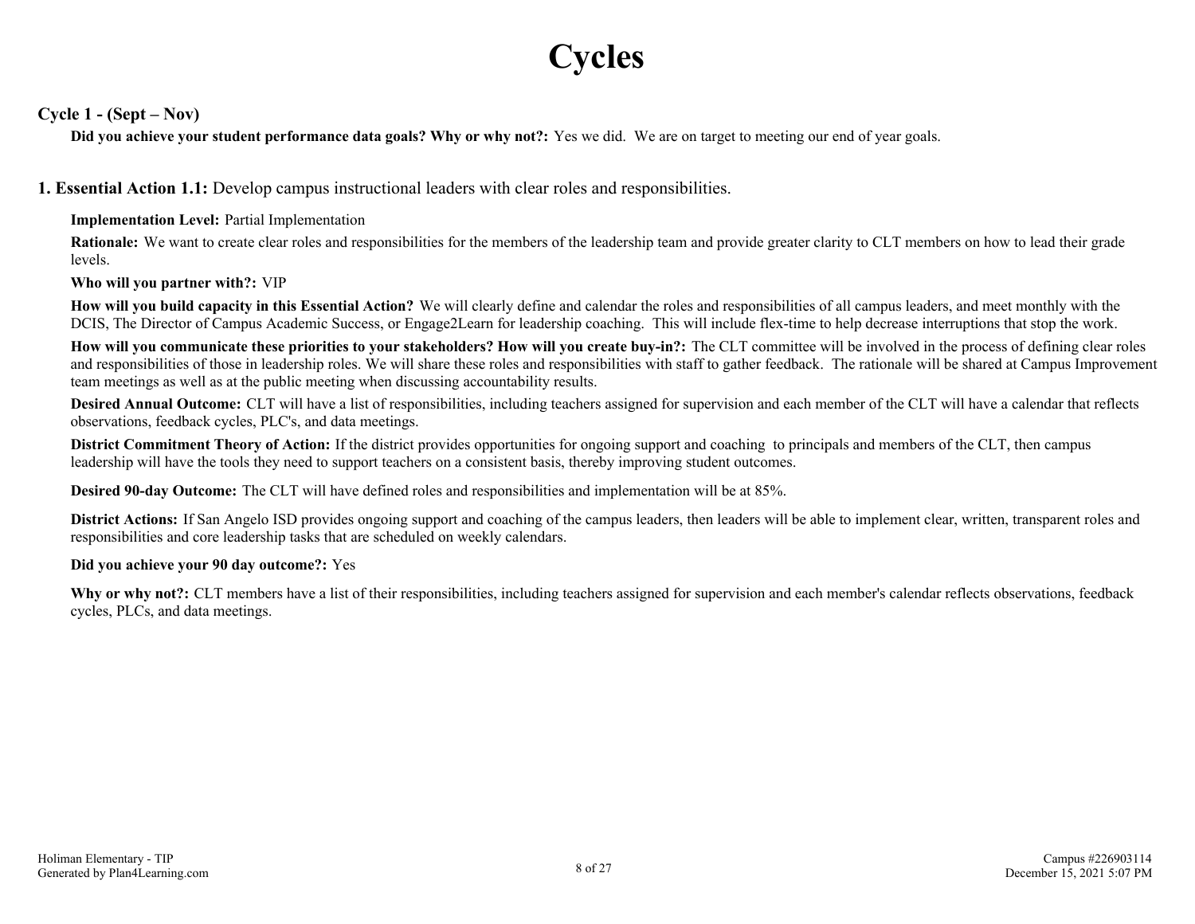# Cycles

## Cycle 1 - (Sept – Nov)

**Did you achieve your student performance data goals? Why or why not?:** Yes we did. We are on target to meeting our end of year goals.

### 1. Essential Action 1.1: Develop campus instructional leaders with clear roles and responsibilities.

**Implementation Level:** Partial Implementation

**Rationale:** We want to create clear roles and responsibilities for the members of the leadership team and provide greater clarity to CLT members on how to lead their grade levels.

**Who will you partner with?:** VIP

**How will you build capacity in this Essential Action?** We will clearly define and calendar the roles and responsibilities of all campus leaders, and meet monthly with the DCIS, The Director of Campus Academic Success, or Engage2Learn for leadership coaching. This will include flex-time to help decrease interruptions that stop the work.

**How will you communicate these priorities to your stakeholders? How will you create buy-in?:** The CLT committee will be involved in the process of defining clear roles and responsibilities of those in leadership roles. We will share these roles and responsibilities with staff to gather feedback. The rationale will be shared at Campus Improvement team meetings as well as at the public meeting when discussing accountability results.

**Desired Annual Outcome:** CLT will have a list of responsibilities, including teachers assigned for supervision and each member of the CLT will have a calendar that reflects observations, feedback cycles, PLC's, and data meetings.

**District Commitment Theory of Action:** If the district provides opportunities for ongoing support and coaching to principals and members of the CLT, then campus leadership will have the tools they need to support teachers on a consistent basis, thereby improving student outcomes.

**Desired 90-day Outcome:** The CLT will have defined roles and responsibilities and implementation will be at 85%.

**District Actions:** If San Angelo ISD provides ongoing support and coaching of the campus leaders, then leaders will be able to implement clear, written, transparent roles and responsibilities and core leadership tasks that are scheduled on weekly calendars.

**Did you achieve your 90 day outcome?:** Yes

**Why or why not?:** CLT members have a list of their responsibilities, including teachers assigned for supervision and each member's calendar reflects observations, feedback cycles, PLCs, and data meetings.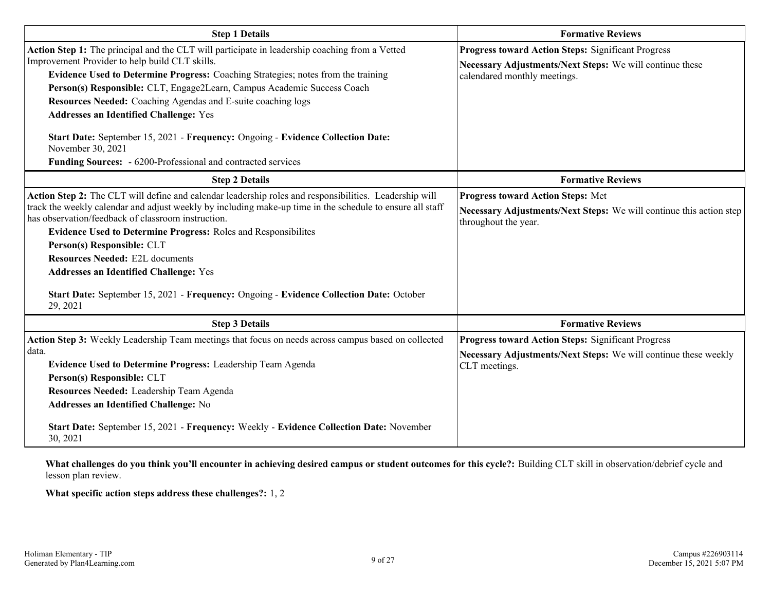| Step 1 Details | Formative Reviews |
|---|---|
| **Action Step 1:** The principal and the CLT will participate in leadership coaching from a Vetted Improvement Provider to help build CLT skills.<br>**Evidence Used to Determine Progress:** Coaching Strategies; notes from the training<br>**Person(s) Responsible:** CLT, Engage2Learn, Campus Academic Success Coach<br>**Resources Needed:** Coaching Agendas and E-suite coaching logs<br>**Addresses an Identified Challenge:** Yes<br><br>**Start Date:** September 15, 2021 - **Frequency:** Ongoing - **Evidence Collection Date:** November 30, 2021<br>**Funding Sources:** - 6200-Professional and contracted services | **Progress toward Action Steps:** Significant Progress<br>**Necessary Adjustments/Next Steps:** We will continue these calendared monthly meetings. |

| Step 2 Details | Formative Reviews |
|---|---|
| **Action Step 2:** The CLT will define and calendar leadership roles and responsibilities. Leadership will track the weekly calendar and adjust weekly by including make-up time in the schedule to ensure all staff has observation/feedback of classroom instruction.<br>**Evidence Used to Determine Progress:** Roles and Responsibilites<br>**Person(s) Responsible:** CLT<br>**Resources Needed:** E2L documents<br>**Addresses an Identified Challenge:** Yes<br><br>**Start Date:** September 15, 2021 - **Frequency:** Ongoing - **Evidence Collection Date:** October 29, 2021 | **Progress toward Action Steps:** Met<br>**Necessary Adjustments/Next Steps:** We will continue this action step throughout the year. |

| Step 3 Details | Formative Reviews |
|---|---|
| **Action Step 3:** Weekly Leadership Team meetings that focus on needs across campus based on collected data.<br>**Evidence Used to Determine Progress:** Leadership Team Agenda<br>**Person(s) Responsible:** CLT<br>**Resources Needed:** Leadership Team Agenda<br>**Addresses an Identified Challenge:** No<br><br>**Start Date:** September 15, 2021 - **Frequency:** Weekly - **Evidence Collection Date:** November 30, 2021 | **Progress toward Action Steps:** Significant Progress<br>**Necessary Adjustments/Next Steps:** We will continue these weekly CLT meetings. |

**What challenges do you think you'll encounter in achieving desired campus or student outcomes for this cycle?:** Building CLT skill in observation/debrief cycle and lesson plan review.

**What specific action steps address these challenges?:** 1, 2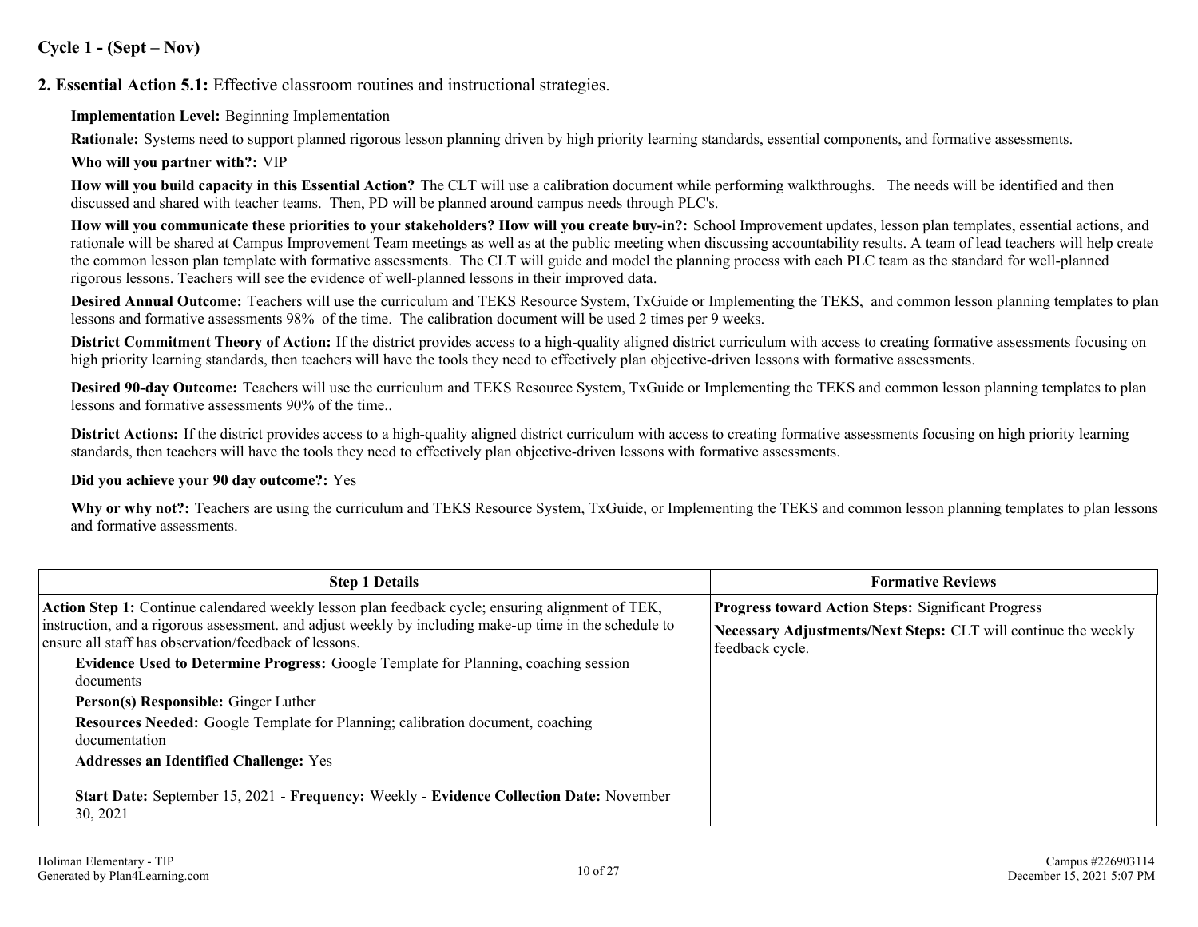## Cycle 1 - (Sept – Nov)

### 2. Essential Action 5.1: Effective classroom routines and instructional strategies.

**Implementation Level:** Beginning Implementation

**Rationale:** Systems need to support planned rigorous lesson planning driven by high priority learning standards, essential components, and formative assessments.

**Who will you partner with?:** VIP

**How will you build capacity in this Essential Action?** The CLT will use a calibration document while performing walkthroughs. The needs will be identified and then discussed and shared with teacher teams. Then, PD will be planned around campus needs through PLC's.

**How will you communicate these priorities to your stakeholders? How will you create buy-in?:** School Improvement updates, lesson plan templates, essential actions, and rationale will be shared at Campus Improvement Team meetings as well as at the public meeting when discussing accountability results. A team of lead teachers will help create the common lesson plan template with formative assessments. The CLT will guide and model the planning process with each PLC team as the standard for well-planned rigorous lessons. Teachers will see the evidence of well-planned lessons in their improved data.

**Desired Annual Outcome:** Teachers will use the curriculum and TEKS Resource System, TxGuide or Implementing the TEKS, and common lesson planning templates to plan lessons and formative assessments 98% of the time. The calibration document will be used 2 times per 9 weeks.

**District Commitment Theory of Action:** If the district provides access to a high-quality aligned district curriculum with access to creating formative assessments focusing on high priority learning standards, then teachers will have the tools they need to effectively plan objective-driven lessons with formative assessments.

**Desired 90-day Outcome:** Teachers will use the curriculum and TEKS Resource System, TxGuide or Implementing the TEKS and common lesson planning templates to plan lessons and formative assessments 90% of the time..

**District Actions:** If the district provides access to a high-quality aligned district curriculum with access to creating formative assessments focusing on high priority learning standards, then teachers will have the tools they need to effectively plan objective-driven lessons with formative assessments.

**Did you achieve your 90 day outcome?:** Yes

**Why or why not?:** Teachers are using the curriculum and TEKS Resource System, TxGuide, or Implementing the TEKS and common lesson planning templates to plan lessons and formative assessments.

| Step 1 Details | Formative Reviews |
|---|---|
| **Action Step 1:** Continue calendared weekly lesson plan feedback cycle; ensuring alignment of TEK, instruction, and a rigorous assessment. and adjust weekly by including make-up time in the schedule to ensure all staff has observation/feedback of lessons.<br><br>**Evidence Used to Determine Progress:** Google Template for Planning, coaching session documents<br><br>**Person(s) Responsible:** Ginger Luther<br><br>**Resources Needed:** Google Template for Planning; calibration document, coaching documentation<br><br>**Addresses an Identified Challenge:** Yes<br><br>**Start Date:** September 15, 2021 - **Frequency:** Weekly - **Evidence Collection Date:** November 30, 2021 | **Progress toward Action Steps:** Significant Progress<br><br>**Necessary Adjustments/Next Steps:** CLT will continue the weekly feedback cycle. |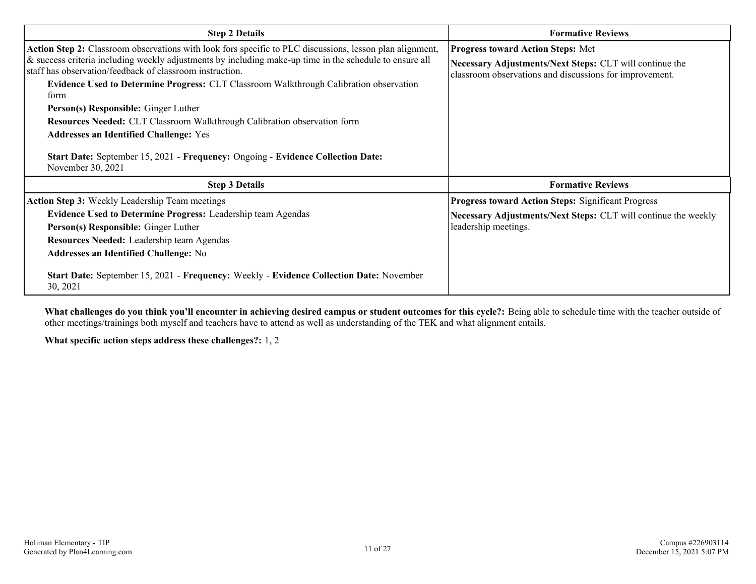| Step 2 Details | Formative Reviews |
| --- | --- |
| **Action Step 2:** Classroom observations with look fors specific to PLC discussions, lesson plan alignment, & success criteria including weekly adjustments by including make-up time in the schedule to ensure all staff has observation/feedback of classroom instruction.<br>**Evidence Used to Determine Progress:** CLT Classroom Walkthrough Calibration observation form<br>**Person(s) Responsible:** Ginger Luther<br>**Resources Needed:** CLT Classroom Walkthrough Calibration observation form<br>**Addresses an Identified Challenge:** Yes<br><br>**Start Date:** September 15, 2021 - **Frequency:** Ongoing - **Evidence Collection Date:** November 30, 2021 | **Progress toward Action Steps:** Met<br>**Necessary Adjustments/Next Steps:** CLT will continue the classroom observations and discussions for improvement. |

| Step 3 Details | Formative Reviews |
| --- | --- |
| **Action Step 3:** Weekly Leadership Team meetings<br>**Evidence Used to Determine Progress:** Leadership team Agendas<br>**Person(s) Responsible:** Ginger Luther<br>**Resources Needed:** Leadership team Agendas<br>**Addresses an Identified Challenge:** No<br><br>**Start Date:** September 15, 2021 - **Frequency:** Weekly - **Evidence Collection Date:** November 30, 2021 | **Progress toward Action Steps:** Significant Progress<br>**Necessary Adjustments/Next Steps:** CLT will continue the weekly leadership meetings. |

**What challenges do you think you'll encounter in achieving desired campus or student outcomes for this cycle?:** Being able to schedule time with the teacher outside of other meetings/trainings both myself and teachers have to attend as well as understanding of the TEK and what alignment entails.

**What specific action steps address these challenges?:** 1, 2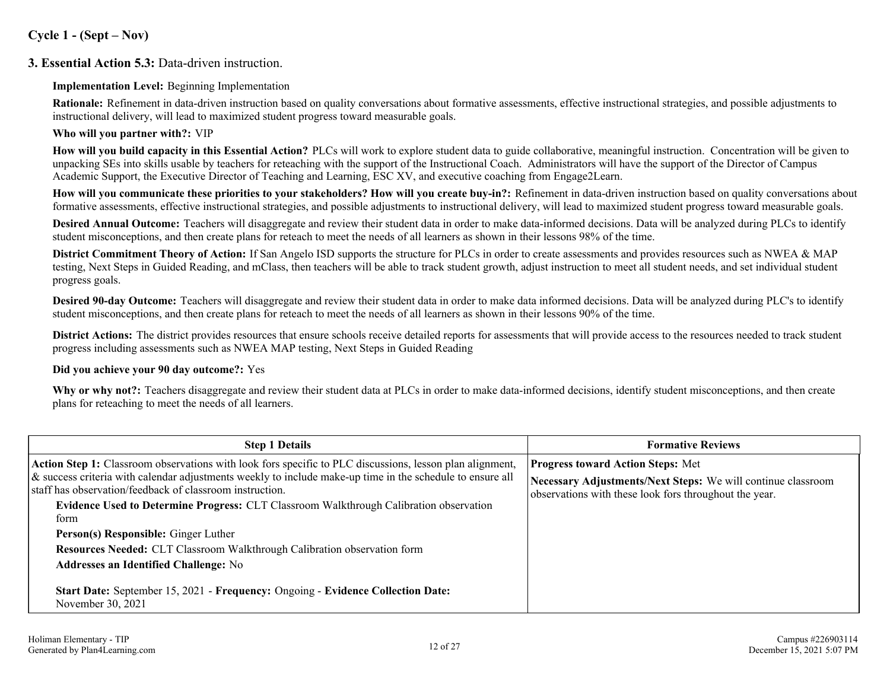## Cycle 1 - (Sept – Nov)

### 3. Essential Action 5.3: Data-driven instruction.

**Implementation Level:** Beginning Implementation

**Rationale:** Refinement in data-driven instruction based on quality conversations about formative assessments, effective instructional strategies, and possible adjustments to instructional delivery, will lead to maximized student progress toward measurable goals.

**Who will you partner with?:** VIP

**How will you build capacity in this Essential Action?** PLCs will work to explore student data to guide collaborative, meaningful instruction. Concentration will be given to unpacking SEs into skills usable by teachers for reteaching with the support of the Instructional Coach. Administrators will have the support of the Director of Campus Academic Support, the Executive Director of Teaching and Learning, ESC XV, and executive coaching from Engage2Learn.

**How will you communicate these priorities to your stakeholders? How will you create buy-in?:** Refinement in data-driven instruction based on quality conversations about formative assessments, effective instructional strategies, and possible adjustments to instructional delivery, will lead to maximized student progress toward measurable goals.

**Desired Annual Outcome:** Teachers will disaggregate and review their student data in order to make data-informed decisions. Data will be analyzed during PLCs to identify student misconceptions, and then create plans for reteach to meet the needs of all learners as shown in their lessons 98% of the time.

**District Commitment Theory of Action:** If San Angelo ISD supports the structure for PLCs in order to create assessments and provides resources such as NWEA & MAP testing, Next Steps in Guided Reading, and mClass, then teachers will be able to track student growth, adjust instruction to meet all student needs, and set individual student progress goals.

**Desired 90-day Outcome:** Teachers will disaggregate and review their student data in order to make data informed decisions. Data will be analyzed during PLC's to identify student misconceptions, and then create plans for reteach to meet the needs of all learners as shown in their lessons 90% of the time.

**District Actions:** The district provides resources that ensure schools receive detailed reports for assessments that will provide access to the resources needed to track student progress including assessments such as NWEA MAP testing, Next Steps in Guided Reading

**Did you achieve your 90 day outcome?:** Yes

**Why or why not?:** Teachers disaggregate and review their student data at PLCs in order to make data-informed decisions, identify student misconceptions, and then create plans for reteaching to meet the needs of all learners.

| Step 1 Details | Formative Reviews |
| --- | --- |
| **Action Step 1:** Classroom observations with look fors specific to PLC discussions, lesson plan alignment, & success criteria with calendar adjustments weekly to include make-up time in the schedule to ensure all staff has observation/feedback of classroom instruction.<br>**Evidence Used to Determine Progress:** CLT Classroom Walkthrough Calibration observation form<br>**Person(s) Responsible:** Ginger Luther<br>**Resources Needed:** CLT Classroom Walkthrough Calibration observation form<br>**Addresses an Identified Challenge:** No<br>**Start Date:** September 15, 2021 - **Frequency:** Ongoing - **Evidence Collection Date:** November 30, 2021 | **Progress toward Action Steps:** Met<br>**Necessary Adjustments/Next Steps:** We will continue classroom observations with these look fors throughout the year. |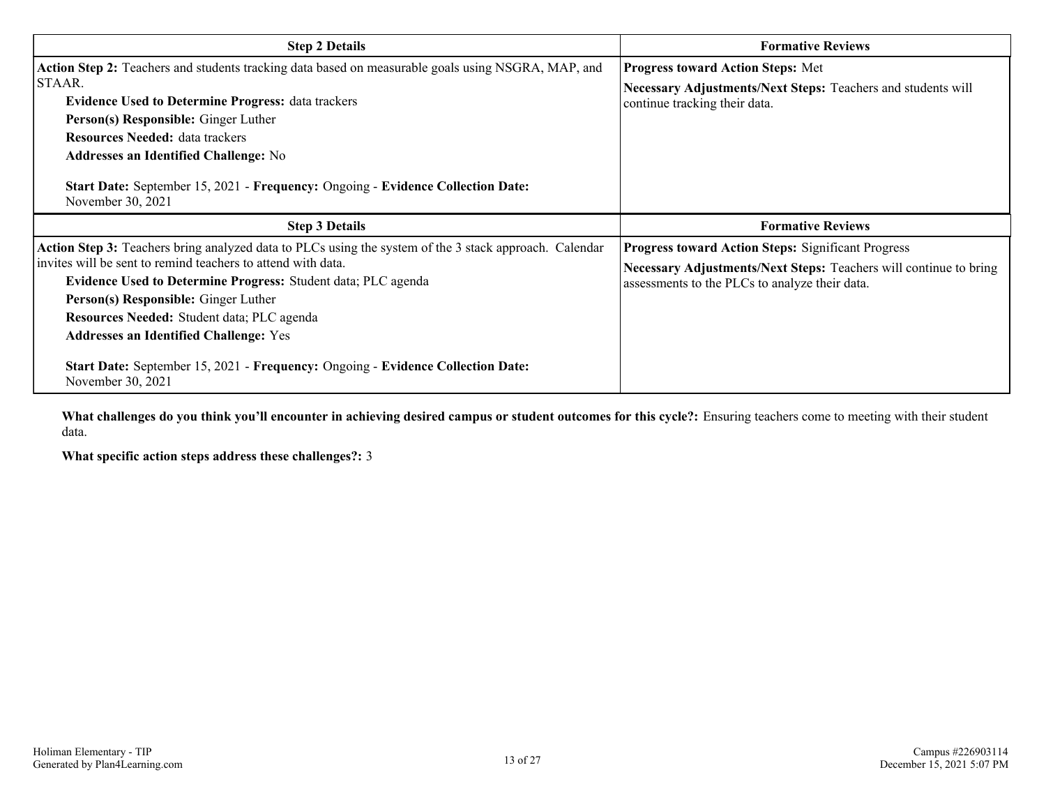| Step 2 Details | Formative Reviews |
| --- | --- |
| **Action Step 2:** Teachers and students tracking data based on measurable goals using NSGRA, MAP, and STAAR.<br>**Evidence Used to Determine Progress:** data trackers<br>**Person(s) Responsible:** Ginger Luther<br>**Resources Needed:** data trackers<br>**Addresses an Identified Challenge:** No<br>**Start Date:** September 15, 2021 - **Frequency:** Ongoing - **Evidence Collection Date:** November 30, 2021 | **Progress toward Action Steps:** Met<br>**Necessary Adjustments/Next Steps:** Teachers and students will continue tracking their data. |

| Step 3 Details | Formative Reviews |
| --- | --- |
| **Action Step 3:** Teachers bring analyzed data to PLCs using the system of the 3 stack approach. Calendar invites will be sent to remind teachers to attend with data.<br>**Evidence Used to Determine Progress:** Student data; PLC agenda<br>**Person(s) Responsible:** Ginger Luther<br>**Resources Needed:** Student data; PLC agenda<br>**Addresses an Identified Challenge:** Yes<br>**Start Date:** September 15, 2021 - **Frequency:** Ongoing - **Evidence Collection Date:** November 30, 2021 | **Progress toward Action Steps:** Significant Progress<br>**Necessary Adjustments/Next Steps:** Teachers will continue to bring assessments to the PLCs to analyze their data. |

**What challenges do you think you'll encounter in achieving desired campus or student outcomes for this cycle?:** Ensuring teachers come to meeting with their student data.

**What specific action steps address these challenges?:** 3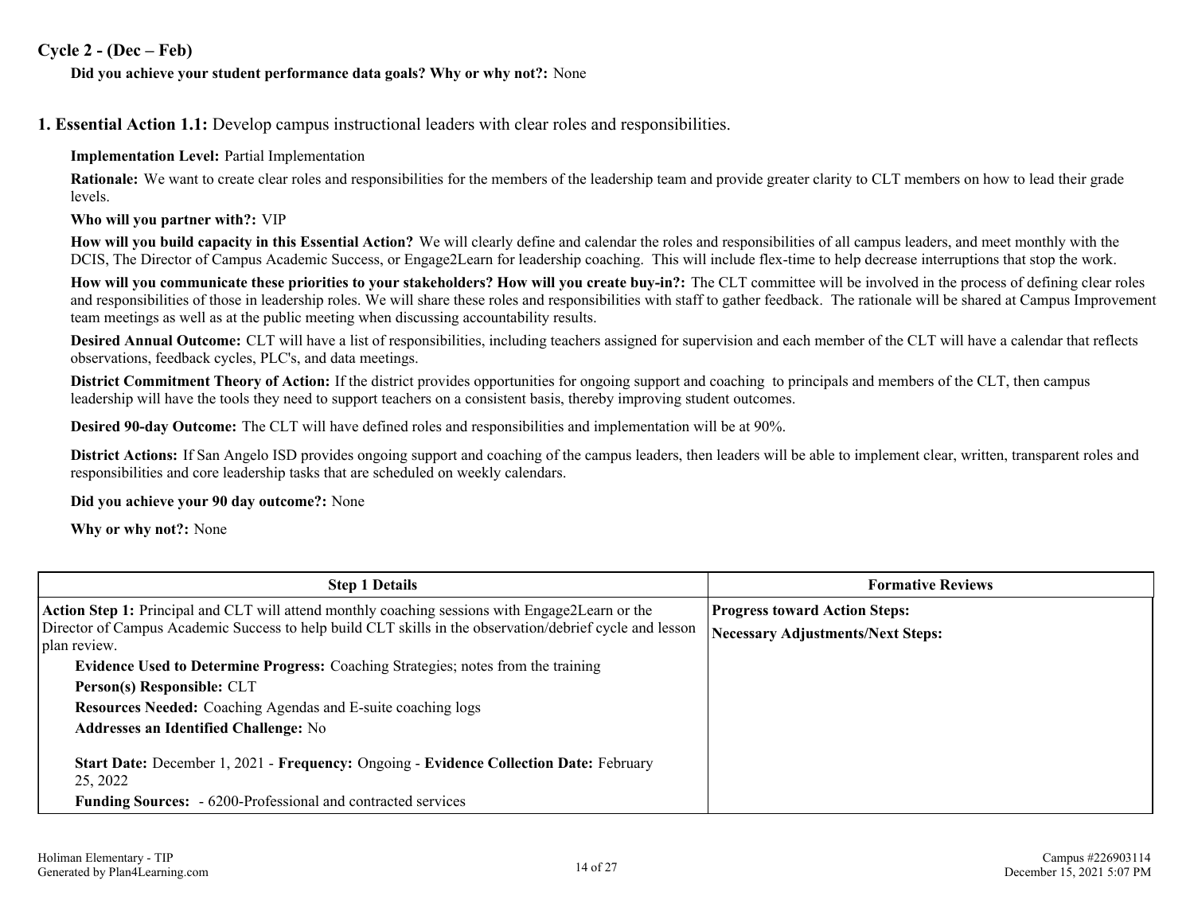### Cycle 2 - (Dec – Feb)

**Did you achieve your student performance data goals? Why or why not?:** None

## 1. Essential Action 1.1: Develop campus instructional leaders with clear roles and responsibilities.

**Implementation Level:** Partial Implementation

**Rationale:** We want to create clear roles and responsibilities for the members of the leadership team and provide greater clarity to CLT members on how to lead their grade levels.

**Who will you partner with?:** VIP

**How will you build capacity in this Essential Action?** We will clearly define and calendar the roles and responsibilities of all campus leaders, and meet monthly with the DCIS, The Director of Campus Academic Success, or Engage2Learn for leadership coaching. This will include flex-time to help decrease interruptions that stop the work.

**How will you communicate these priorities to your stakeholders? How will you create buy-in?:** The CLT committee will be involved in the process of defining clear roles and responsibilities of those in leadership roles. We will share these roles and responsibilities with staff to gather feedback. The rationale will be shared at Campus Improvement team meetings as well as at the public meeting when discussing accountability results.

**Desired Annual Outcome:** CLT will have a list of responsibilities, including teachers assigned for supervision and each member of the CLT will have a calendar that reflects observations, feedback cycles, PLC's, and data meetings.

**District Commitment Theory of Action:** If the district provides opportunities for ongoing support and coaching to principals and members of the CLT, then campus leadership will have the tools they need to support teachers on a consistent basis, thereby improving student outcomes.

**Desired 90-day Outcome:** The CLT will have defined roles and responsibilities and implementation will be at 90%.

**District Actions:** If San Angelo ISD provides ongoing support and coaching of the campus leaders, then leaders will be able to implement clear, written, transparent roles and responsibilities and core leadership tasks that are scheduled on weekly calendars.

**Did you achieve your 90 day outcome?:** None

**Why or why not?:** None

| Step 1 Details | Formative Reviews |
|---|---|
| **Action Step 1:** Principal and CLT will attend monthly coaching sessions with Engage2Learn or the Director of Campus Academic Success to help build CLT skills in the observation/debrief cycle and lesson plan review.<br>**Evidence Used to Determine Progress:** Coaching Strategies; notes from the training<br>**Person(s) Responsible:** CLT<br>**Resources Needed:** Coaching Agendas and E-suite coaching logs<br>**Addresses an Identified Challenge:** No<br>**Start Date:** December 1, 2021 - **Frequency:** Ongoing - **Evidence Collection Date:** February 25, 2022<br>**Funding Sources:** - 6200-Professional and contracted services | **Progress toward Action Steps:**<br>**Necessary Adjustments/Next Steps:** |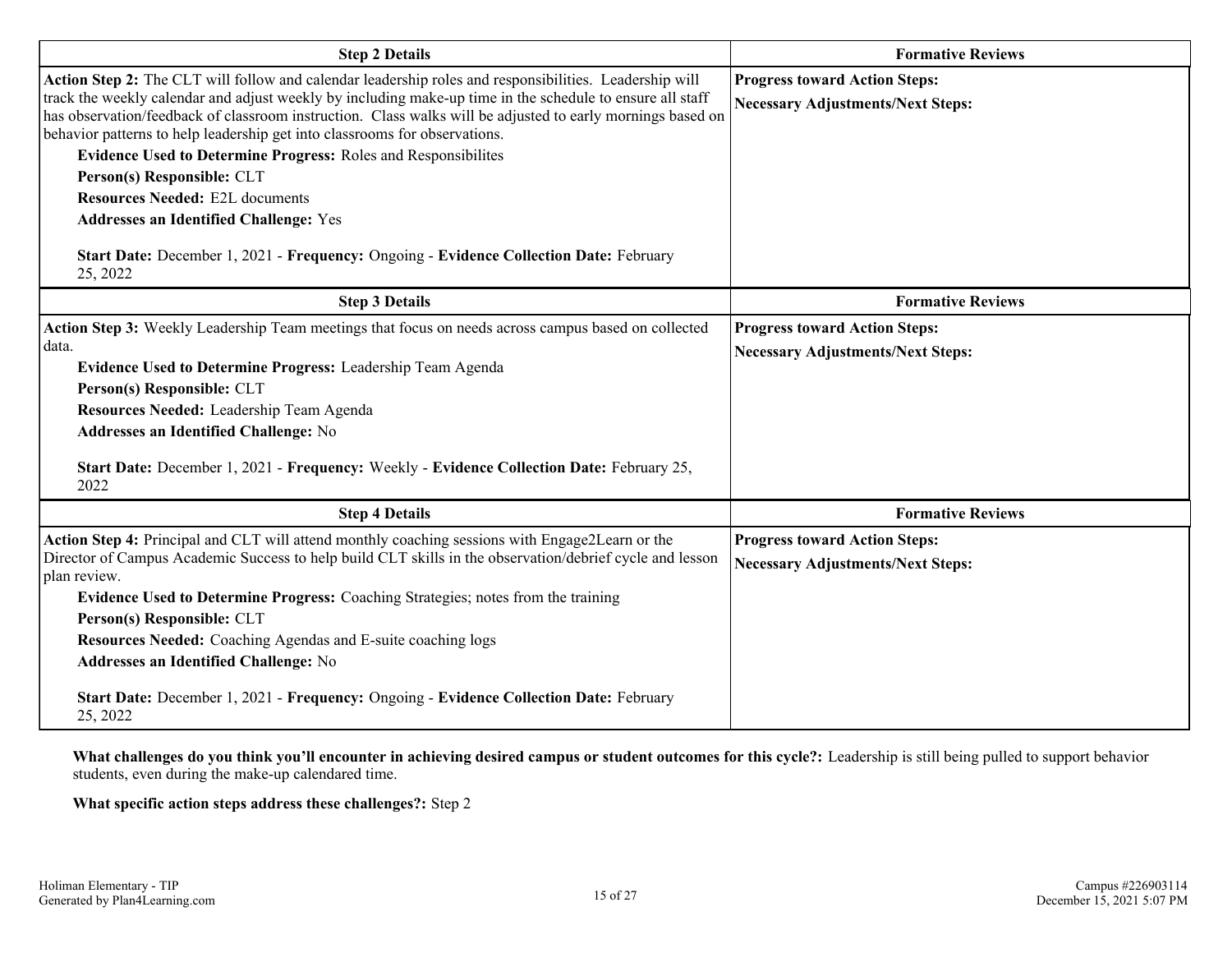| Step 2 Details | Formative Reviews |
| --- | --- |
| **Action Step 2:** The CLT will follow and calendar leadership roles and responsibilities. Leadership will track the weekly calendar and adjust weekly by including make-up time in the schedule to ensure all staff has observation/feedback of classroom instruction. Class walks will be adjusted to early mornings based on behavior patterns to help leadership get into classrooms for observations.<br>**Evidence Used to Determine Progress:** Roles and Responsibilites<br>**Person(s) Responsible:** CLT<br>**Resources Needed:** E2L documents<br>**Addresses an Identified Challenge:** Yes<br><br>**Start Date:** December 1, 2021 - **Frequency:** Ongoing - **Evidence Collection Date:** February 25, 2022 | **Progress toward Action Steps:**<br>**Necessary Adjustments/Next Steps:** |

| Step 3 Details | Formative Reviews |
| --- | --- |
| **Action Step 3:** Weekly Leadership Team meetings that focus on needs across campus based on collected data.<br>**Evidence Used to Determine Progress:** Leadership Team Agenda<br>**Person(s) Responsible:** CLT<br>**Resources Needed:** Leadership Team Agenda<br>**Addresses an Identified Challenge:** No<br><br>**Start Date:** December 1, 2021 - **Frequency:** Weekly - **Evidence Collection Date:** February 25, 2022 | **Progress toward Action Steps:**<br>**Necessary Adjustments/Next Steps:** |

| Step 4 Details | Formative Reviews |
| --- | --- |
| **Action Step 4:** Principal and CLT will attend monthly coaching sessions with Engage2Learn or the Director of Campus Academic Success to help build CLT skills in the observation/debrief cycle and lesson plan review.<br>**Evidence Used to Determine Progress:** Coaching Strategies; notes from the training<br>**Person(s) Responsible:** CLT<br>**Resources Needed:** Coaching Agendas and E-suite coaching logs<br>**Addresses an Identified Challenge:** No<br><br>**Start Date:** December 1, 2021 - **Frequency:** Ongoing - **Evidence Collection Date:** February 25, 2022 | **Progress toward Action Steps:**<br>**Necessary Adjustments/Next Steps:** |

**What challenges do you think you'll encounter in achieving desired campus or student outcomes for this cycle?:** Leadership is still being pulled to support behavior students, even during the make-up calendared time.

**What specific action steps address these challenges?:** Step 2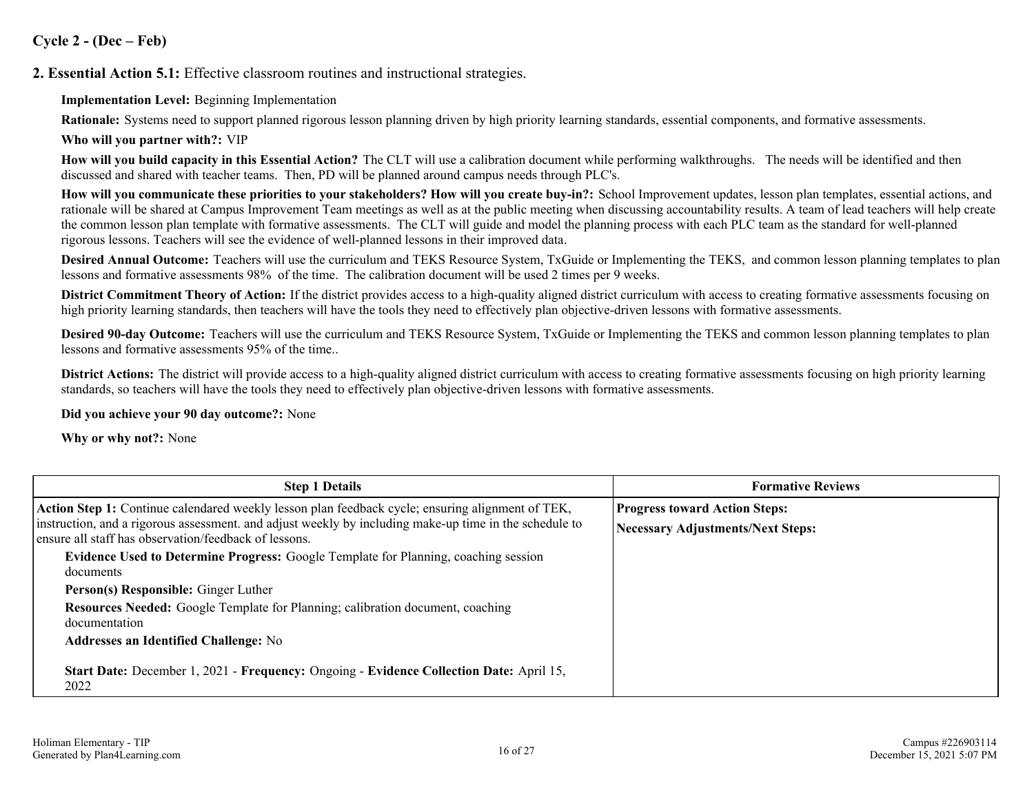## Cycle 2 - (Dec – Feb)

**2. Essential Action 5.1:** Effective classroom routines and instructional strategies.

**Implementation Level:** Beginning Implementation

**Rationale:** Systems need to support planned rigorous lesson planning driven by high priority learning standards, essential components, and formative assessments.

**Who will you partner with?:** VIP

**How will you build capacity in this Essential Action?** The CLT will use a calibration document while performing walkthroughs. The needs will be identified and then discussed and shared with teacher teams. Then, PD will be planned around campus needs through PLC's.

**How will you communicate these priorities to your stakeholders? How will you create buy-in?:** School Improvement updates, lesson plan templates, essential actions, and rationale will be shared at Campus Improvement Team meetings as well as at the public meeting when discussing accountability results. A team of lead teachers will help create the common lesson plan template with formative assessments. The CLT will guide and model the planning process with each PLC team as the standard for well-planned rigorous lessons. Teachers will see the evidence of well-planned lessons in their improved data.

**Desired Annual Outcome:** Teachers will use the curriculum and TEKS Resource System, TxGuide or Implementing the TEKS, and common lesson planning templates to plan lessons and formative assessments 98% of the time. The calibration document will be used 2 times per 9 weeks.

**District Commitment Theory of Action:** If the district provides access to a high-quality aligned district curriculum with access to creating formative assessments focusing on high priority learning standards, then teachers will have the tools they need to effectively plan objective-driven lessons with formative assessments.

**Desired 90-day Outcome:** Teachers will use the curriculum and TEKS Resource System, TxGuide or Implementing the TEKS and common lesson planning templates to plan lessons and formative assessments 95% of the time..

**District Actions:** The district will provide access to a high-quality aligned district curriculum with access to creating formative assessments focusing on high priority learning standards, so teachers will have the tools they need to effectively plan objective-driven lessons with formative assessments.

**Did you achieve your 90 day outcome?:** None

**Why or why not?:** None

| Step 1 Details | Formative Reviews |
|---|---|
| **Action Step 1:** Continue calendared weekly lesson plan feedback cycle; ensuring alignment of TEK, instruction, and a rigorous assessment. and adjust weekly by including make-up time in the schedule to ensure all staff has observation/feedback of lessons.<br><br>**Evidence Used to Determine Progress:** Google Template for Planning, coaching session documents<br><br>**Person(s) Responsible:** Ginger Luther<br><br>**Resources Needed:** Google Template for Planning; calibration document, coaching documentation<br><br>**Addresses an Identified Challenge:** No<br><br>**Start Date:** December 1, 2021 - **Frequency:** Ongoing - **Evidence Collection Date:** April 15, 2022 | **Progress toward Action Steps:**<br><br>**Necessary Adjustments/Next Steps:** |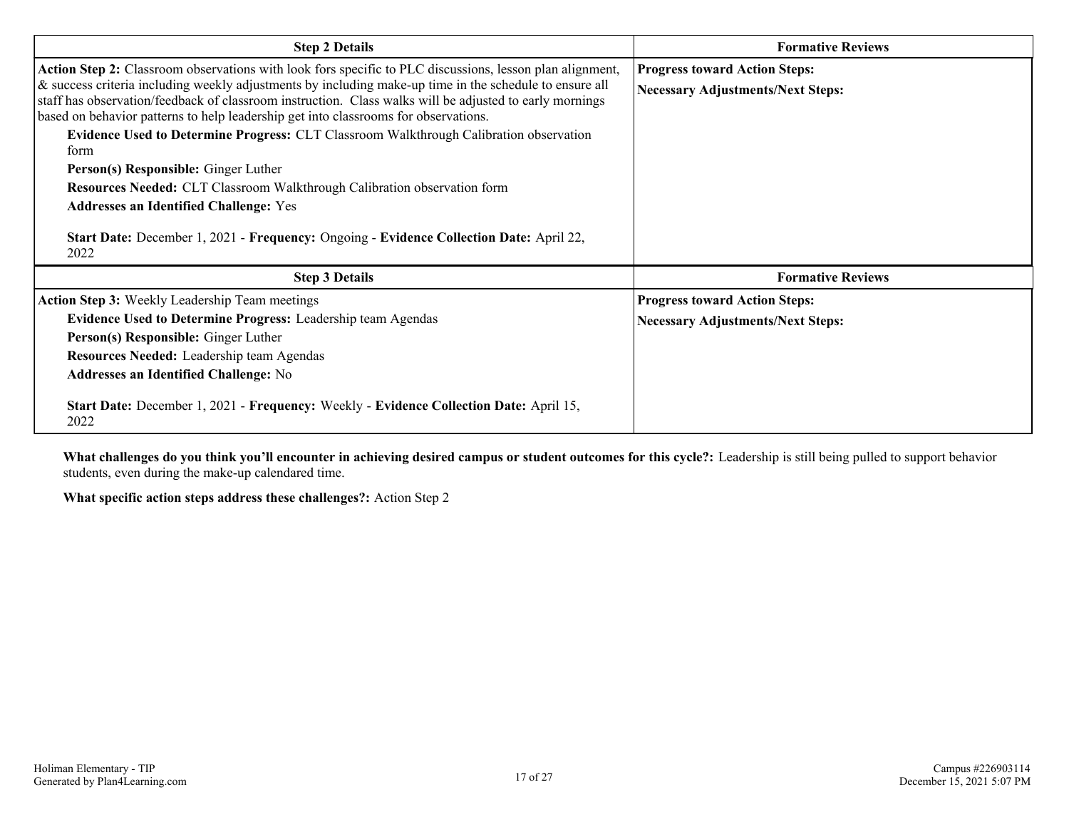| Step 2 Details | Formative Reviews |
|---|---|
| **Action Step 2:** Classroom observations with look fors specific to PLC discussions, lesson plan alignment, & success criteria including weekly adjustments by including make-up time in the schedule to ensure all staff has observation/feedback of classroom instruction. Class walks will be adjusted to early mornings based on behavior patterns to help leadership get into classrooms for observations.<br>**Evidence Used to Determine Progress:** CLT Classroom Walkthrough Calibration observation form<br>**Person(s) Responsible:** Ginger Luther<br>**Resources Needed:** CLT Classroom Walkthrough Calibration observation form<br>**Addresses an Identified Challenge:** Yes<br><br>**Start Date:** December 1, 2021 - **Frequency:** Ongoing - **Evidence Collection Date:** April 22, 2022 | **Progress toward Action Steps:**<br>**Necessary Adjustments/Next Steps:** |

| Step 3 Details | Formative Reviews |
|---|---|
| **Action Step 3:** Weekly Leadership Team meetings<br>**Evidence Used to Determine Progress:** Leadership team Agendas<br>**Person(s) Responsible:** Ginger Luther<br>**Resources Needed:** Leadership team Agendas<br>**Addresses an Identified Challenge:** No<br><br>**Start Date:** December 1, 2021 - **Frequency:** Weekly - **Evidence Collection Date:** April 15, 2022 | **Progress toward Action Steps:**<br>**Necessary Adjustments/Next Steps:** |

**What challenges do you think you'll encounter in achieving desired campus or student outcomes for this cycle?:** Leadership is still being pulled to support behavior students, even during the make-up calendared time.

**What specific action steps address these challenges?:** Action Step 2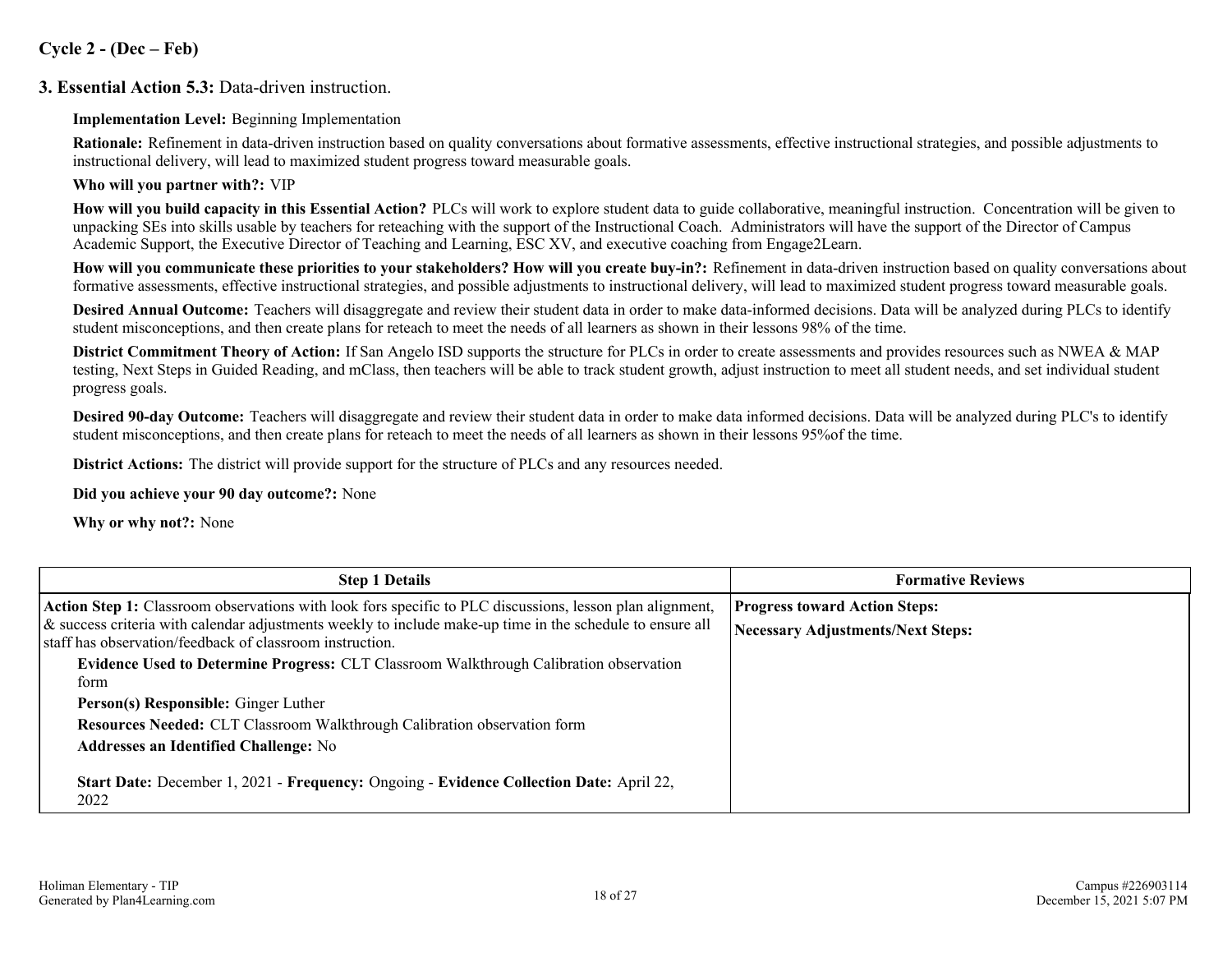## Cycle 2 - (Dec – Feb)

### 3. Essential Action 5.3: Data-driven instruction.

**Implementation Level:** Beginning Implementation

**Rationale:** Refinement in data-driven instruction based on quality conversations about formative assessments, effective instructional strategies, and possible adjustments to instructional delivery, will lead to maximized student progress toward measurable goals.

**Who will you partner with?:** VIP

**How will you build capacity in this Essential Action?** PLCs will work to explore student data to guide collaborative, meaningful instruction. Concentration will be given to unpacking SEs into skills usable by teachers for reteaching with the support of the Instructional Coach. Administrators will have the support of the Director of Campus Academic Support, the Executive Director of Teaching and Learning, ESC XV, and executive coaching from Engage2Learn.

**How will you communicate these priorities to your stakeholders? How will you create buy-in?:** Refinement in data-driven instruction based on quality conversations about formative assessments, effective instructional strategies, and possible adjustments to instructional delivery, will lead to maximized student progress toward measurable goals.

**Desired Annual Outcome:** Teachers will disaggregate and review their student data in order to make data-informed decisions. Data will be analyzed during PLCs to identify student misconceptions, and then create plans for reteach to meet the needs of all learners as shown in their lessons 98% of the time.

**District Commitment Theory of Action:** If San Angelo ISD supports the structure for PLCs in order to create assessments and provides resources such as NWEA & MAP testing, Next Steps in Guided Reading, and mClass, then teachers will be able to track student growth, adjust instruction to meet all student needs, and set individual student progress goals.

**Desired 90-day Outcome:** Teachers will disaggregate and review their student data in order to make data informed decisions. Data will be analyzed during PLC's to identify student misconceptions, and then create plans for reteach to meet the needs of all learners as shown in their lessons 95%of the time.

**District Actions:** The district will provide support for the structure of PLCs and any resources needed.

**Did you achieve your 90 day outcome?:** None

**Why or why not?:** None

| Step 1 Details | Formative Reviews |
|---|---|
| **Action Step 1:** Classroom observations with look fors specific to PLC discussions, lesson plan alignment, & success criteria with calendar adjustments weekly to include make-up time in the schedule to ensure all staff has observation/feedback of classroom instruction.<br>**Evidence Used to Determine Progress:** CLT Classroom Walkthrough Calibration observation form<br>**Person(s) Responsible:** Ginger Luther<br>**Resources Needed:** CLT Classroom Walkthrough Calibration observation form<br>**Addresses an Identified Challenge:** No<br>**Start Date:** December 1, 2021 - **Frequency:** Ongoing - **Evidence Collection Date:** April 22, 2022 | **Progress toward Action Steps:**<br>**Necessary Adjustments/Next Steps:** |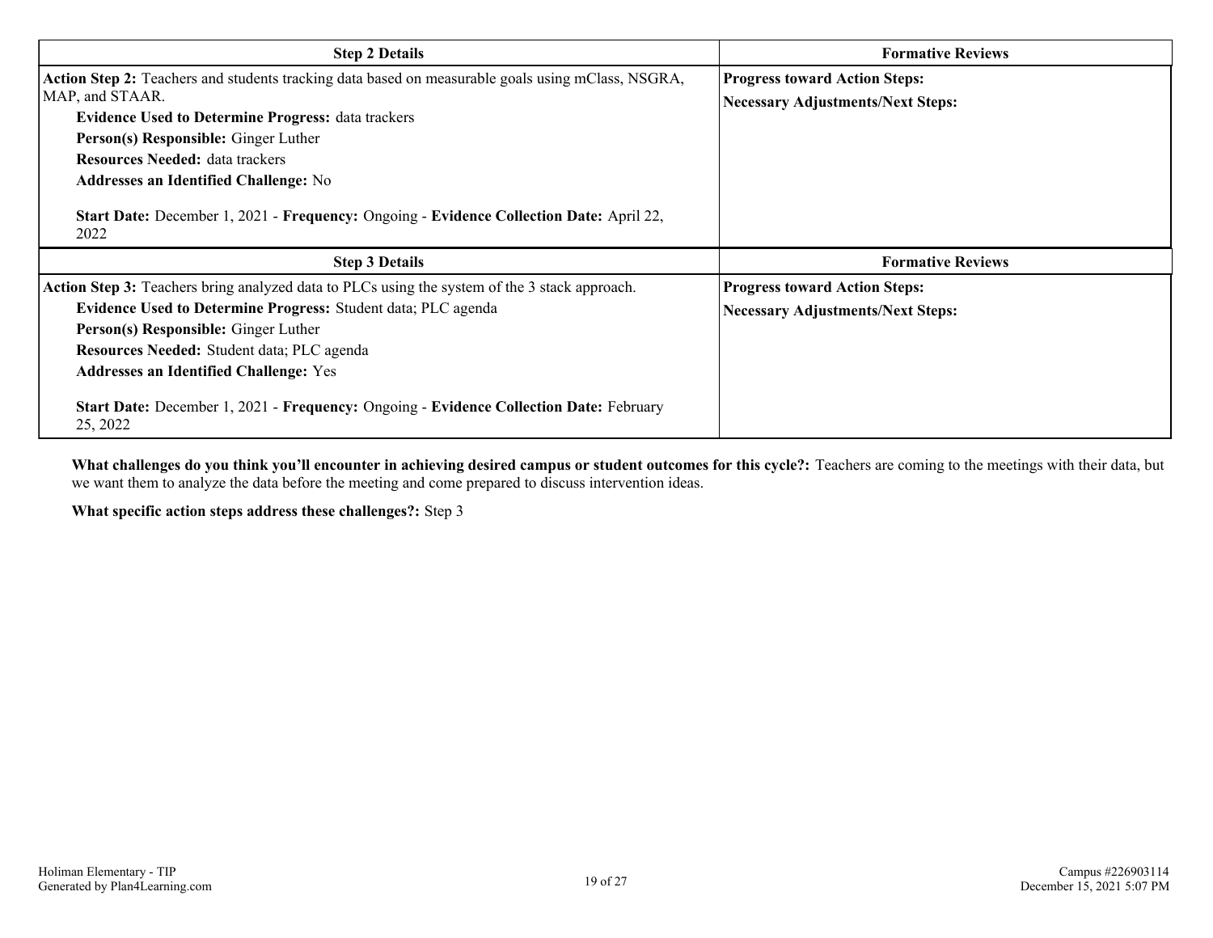| Step 2 Details | Formative Reviews |
|---|---|
| **Action Step 2:** Teachers and students tracking data based on measurable goals using mClass, NSGRA, MAP, and STAAR.<br>**Evidence Used to Determine Progress:** data trackers<br>**Person(s) Responsible:** Ginger Luther<br>**Resources Needed:** data trackers<br>**Addresses an Identified Challenge:** No<br><br>**Start Date:** December 1, 2021 - **Frequency:** Ongoing - **Evidence Collection Date:** April 22, 2022 | **Progress toward Action Steps:**<br>**Necessary Adjustments/Next Steps:** |

| Step 3 Details | Formative Reviews |
|---|---|
| **Action Step 3:** Teachers bring analyzed data to PLCs using the system of the 3 stack approach.<br>**Evidence Used to Determine Progress:** Student data; PLC agenda<br>**Person(s) Responsible:** Ginger Luther<br>**Resources Needed:** Student data; PLC agenda<br>**Addresses an Identified Challenge:** Yes<br><br>**Start Date:** December 1, 2021 - **Frequency:** Ongoing - **Evidence Collection Date:** February 25, 2022 | **Progress toward Action Steps:**<br>**Necessary Adjustments/Next Steps:** |

**What challenges do you think you'll encounter in achieving desired campus or student outcomes for this cycle?:** Teachers are coming to the meetings with their data, but we want them to analyze the data before the meeting and come prepared to discuss intervention ideas.

**What specific action steps address these challenges?:** Step 3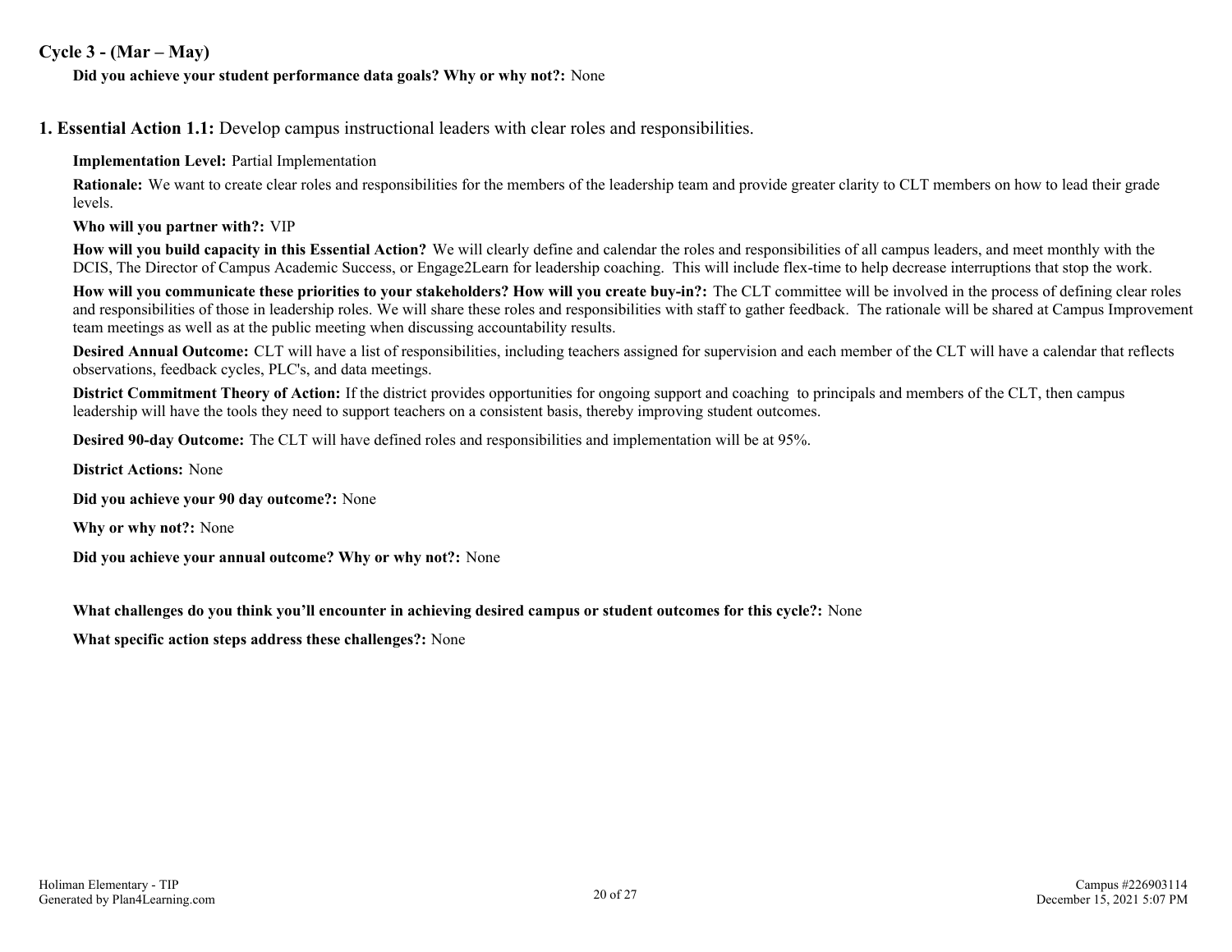### Cycle 3 - (Mar – May)

**Did you achieve your student performance data goals? Why or why not?:** None

## 1. Essential Action 1.1: Develop campus instructional leaders with clear roles and responsibilities.

**Implementation Level:** Partial Implementation

**Rationale:** We want to create clear roles and responsibilities for the members of the leadership team and provide greater clarity to CLT members on how to lead their grade levels.

**Who will you partner with?:** VIP

**How will you build capacity in this Essential Action?** We will clearly define and calendar the roles and responsibilities of all campus leaders, and meet monthly with the DCIS, The Director of Campus Academic Success, or Engage2Learn for leadership coaching. This will include flex-time to help decrease interruptions that stop the work.

**How will you communicate these priorities to your stakeholders? How will you create buy-in?:** The CLT committee will be involved in the process of defining clear roles and responsibilities of those in leadership roles. We will share these roles and responsibilities with staff to gather feedback. The rationale will be shared at Campus Improvement team meetings as well as at the public meeting when discussing accountability results.

**Desired Annual Outcome:** CLT will have a list of responsibilities, including teachers assigned for supervision and each member of the CLT will have a calendar that reflects observations, feedback cycles, PLC's, and data meetings.

**District Commitment Theory of Action:** If the district provides opportunities for ongoing support and coaching to principals and members of the CLT, then campus leadership will have the tools they need to support teachers on a consistent basis, thereby improving student outcomes.

**Desired 90-day Outcome:** The CLT will have defined roles and responsibilities and implementation will be at 95%.

**District Actions:** None

**Did you achieve your 90 day outcome?:** None

**Why or why not?:** None

**Did you achieve your annual outcome? Why or why not?:** None

**What challenges do you think you'll encounter in achieving desired campus or student outcomes for this cycle?:** None

**What specific action steps address these challenges?:** None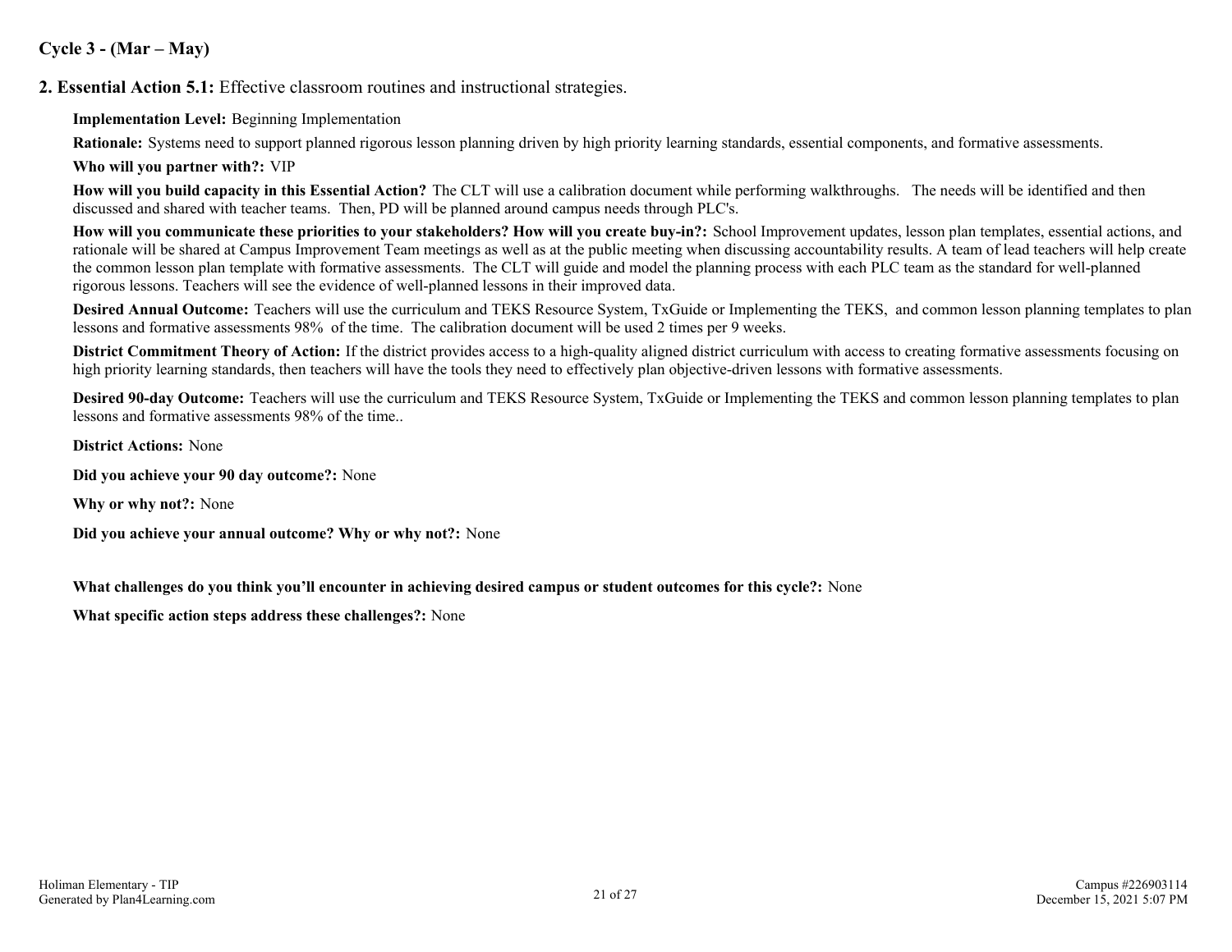## Cycle 3 - (Mar – May)

**2. Essential Action 5.1:** Effective classroom routines and instructional strategies.

**Implementation Level:** Beginning Implementation

**Rationale:** Systems need to support planned rigorous lesson planning driven by high priority learning standards, essential components, and formative assessments.

**Who will you partner with?:** VIP

**How will you build capacity in this Essential Action?** The CLT will use a calibration document while performing walkthroughs. The needs will be identified and then discussed and shared with teacher teams. Then, PD will be planned around campus needs through PLC's.

**How will you communicate these priorities to your stakeholders? How will you create buy-in?:** School Improvement updates, lesson plan templates, essential actions, and rationale will be shared at Campus Improvement Team meetings as well as at the public meeting when discussing accountability results. A team of lead teachers will help create the common lesson plan template with formative assessments. The CLT will guide and model the planning process with each PLC team as the standard for well-planned rigorous lessons. Teachers will see the evidence of well-planned lessons in their improved data.

**Desired Annual Outcome:** Teachers will use the curriculum and TEKS Resource System, TxGuide or Implementing the TEKS, and common lesson planning templates to plan lessons and formative assessments 98% of the time. The calibration document will be used 2 times per 9 weeks.

**District Commitment Theory of Action:** If the district provides access to a high-quality aligned district curriculum with access to creating formative assessments focusing on high priority learning standards, then teachers will have the tools they need to effectively plan objective-driven lessons with formative assessments.

**Desired 90-day Outcome:** Teachers will use the curriculum and TEKS Resource System, TxGuide or Implementing the TEKS and common lesson planning templates to plan lessons and formative assessments 98% of the time..

**District Actions:** None

**Did you achieve your 90 day outcome?:** None

**Why or why not?:** None

**Did you achieve your annual outcome? Why or why not?:** None

**What challenges do you think you'll encounter in achieving desired campus or student outcomes for this cycle?:** None

**What specific action steps address these challenges?:** None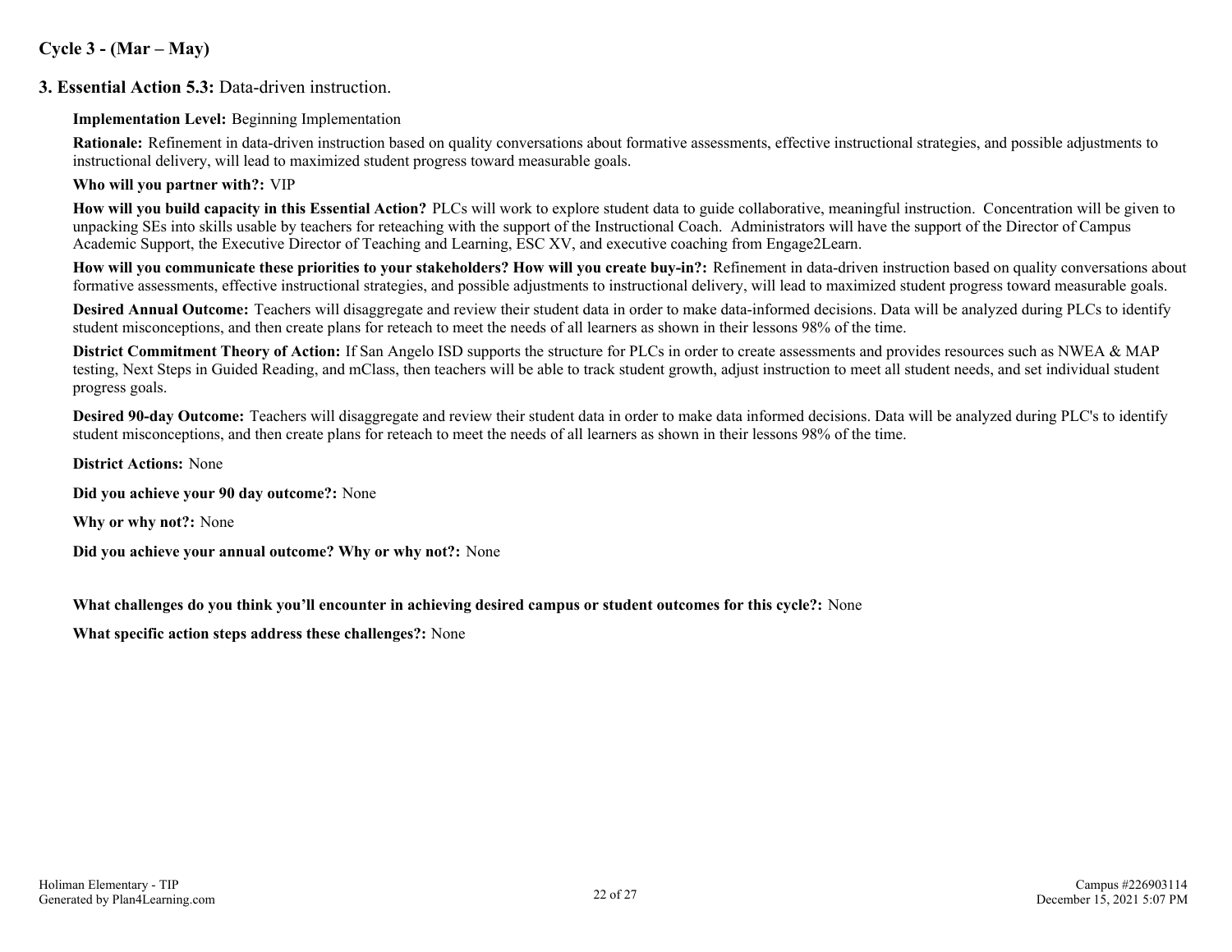## Cycle 3 - (Mar – May)

### 3. Essential Action 5.3: Data-driven instruction.

**Implementation Level:** Beginning Implementation

**Rationale:** Refinement in data-driven instruction based on quality conversations about formative assessments, effective instructional strategies, and possible adjustments to instructional delivery, will lead to maximized student progress toward measurable goals.

**Who will you partner with?:** VIP

**How will you build capacity in this Essential Action?** PLCs will work to explore student data to guide collaborative, meaningful instruction. Concentration will be given to unpacking SEs into skills usable by teachers for reteaching with the support of the Instructional Coach. Administrators will have the support of the Director of Campus Academic Support, the Executive Director of Teaching and Learning, ESC XV, and executive coaching from Engage2Learn.

**How will you communicate these priorities to your stakeholders? How will you create buy-in?:** Refinement in data-driven instruction based on quality conversations about formative assessments, effective instructional strategies, and possible adjustments to instructional delivery, will lead to maximized student progress toward measurable goals.

**Desired Annual Outcome:** Teachers will disaggregate and review their student data in order to make data-informed decisions. Data will be analyzed during PLCs to identify student misconceptions, and then create plans for reteach to meet the needs of all learners as shown in their lessons 98% of the time.

**District Commitment Theory of Action:** If San Angelo ISD supports the structure for PLCs in order to create assessments and provides resources such as NWEA & MAP testing, Next Steps in Guided Reading, and mClass, then teachers will be able to track student growth, adjust instruction to meet all student needs, and set individual student progress goals.

**Desired 90-day Outcome:** Teachers will disaggregate and review their student data in order to make data informed decisions. Data will be analyzed during PLC's to identify student misconceptions, and then create plans for reteach to meet the needs of all learners as shown in their lessons 98% of the time.

**District Actions:** None

**Did you achieve your 90 day outcome?:** None

**Why or why not?:** None

**Did you achieve your annual outcome? Why or why not?:** None

**What challenges do you think you'll encounter in achieving desired campus or student outcomes for this cycle?:** None

**What specific action steps address these challenges?:** None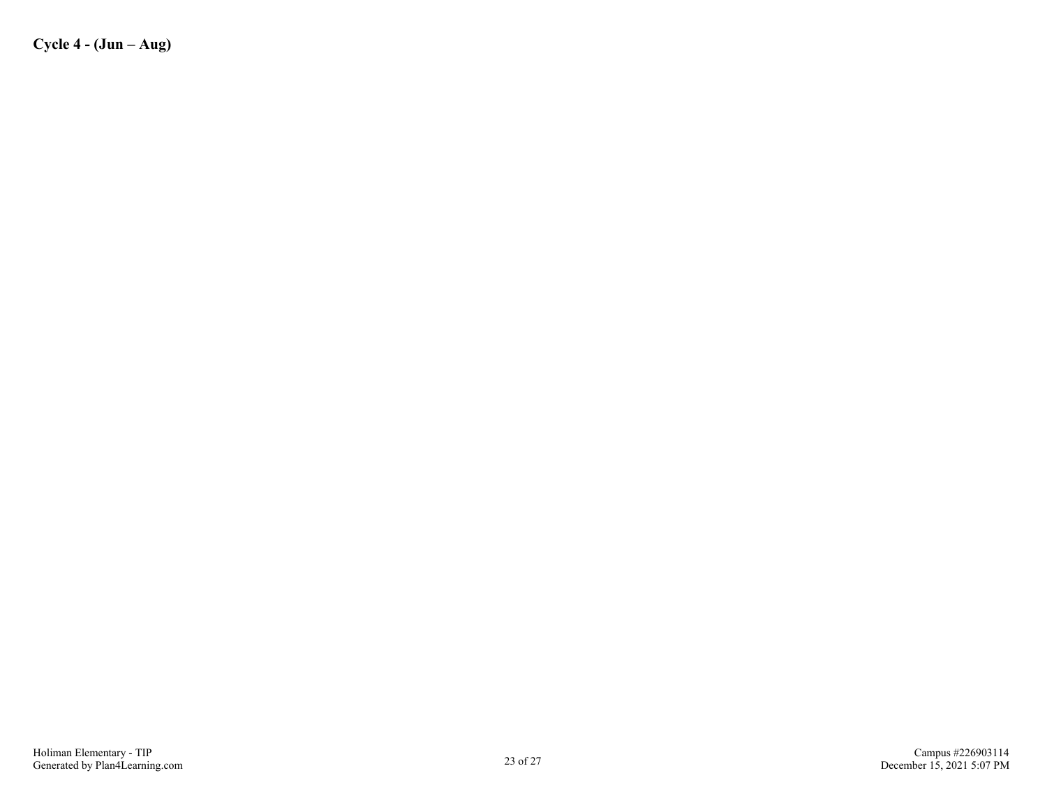**Cycle 4 - (Jun – Aug)**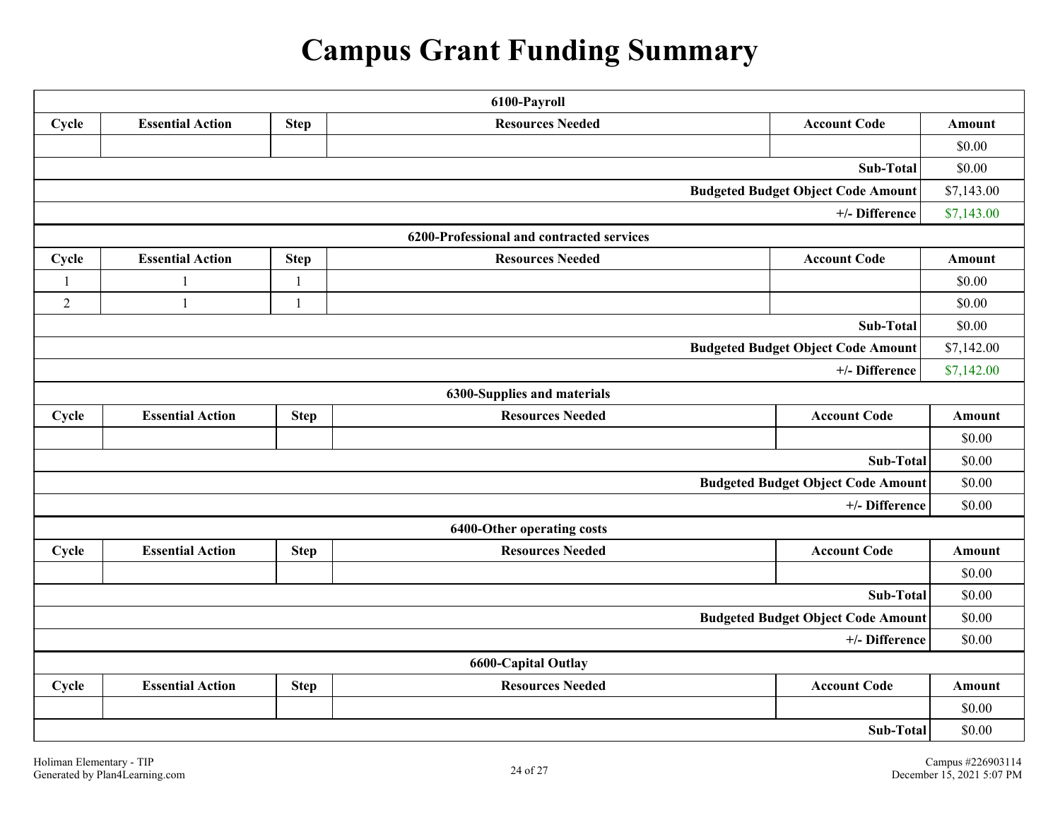# Campus Grant Funding Summary

| 6100-Payroll | | | | | |
|---|---|---|---|---|---|
| Cycle | Essential Action | Step | Resources Needed | Account Code | Amount |
| | | | | | $0.00 |
| | | | | Sub-Total | $0.00 |
| | | | | Budgeted Budget Object Code Amount | $7,143.00 |
| | | | | +/- Difference | $7,143.00 |

| 6200-Professional and contracted services | | | | | |
|---|---|---|---|---|---|
| Cycle | Essential Action | Step | Resources Needed | Account Code | Amount |
| 1 | 1 | 1 | | | $0.00 |
| 2 | 1 | 1 | | | $0.00 |
| | | | | Sub-Total | $0.00 |
| | | | | Budgeted Budget Object Code Amount | $7,142.00 |
| | | | | +/- Difference | $7,142.00 |

| 6300-Supplies and materials | | | | | |
|---|---|---|---|---|---|
| Cycle | Essential Action | Step | Resources Needed | Account Code | Amount |
| | | | | | $0.00 |
| | | | | Sub-Total | $0.00 |
| | | | | Budgeted Budget Object Code Amount | $0.00 |
| | | | | +/- Difference | $0.00 |

| 6400-Other operating costs | | | | | |
|---|---|---|---|---|---|
| Cycle | Essential Action | Step | Resources Needed | Account Code | Amount |
| | | | | | $0.00 |
| | | | | Sub-Total | $0.00 |
| | | | | Budgeted Budget Object Code Amount | $0.00 |
| | | | | +/- Difference | $0.00 |

| 6600-Capital Outlay | | | | | |
|---|---|---|---|---|---|
| Cycle | Essential Action | Step | Resources Needed | Account Code | Amount |
| | | | | | $0.00 |
| | | | | Sub-Total | $0.00 |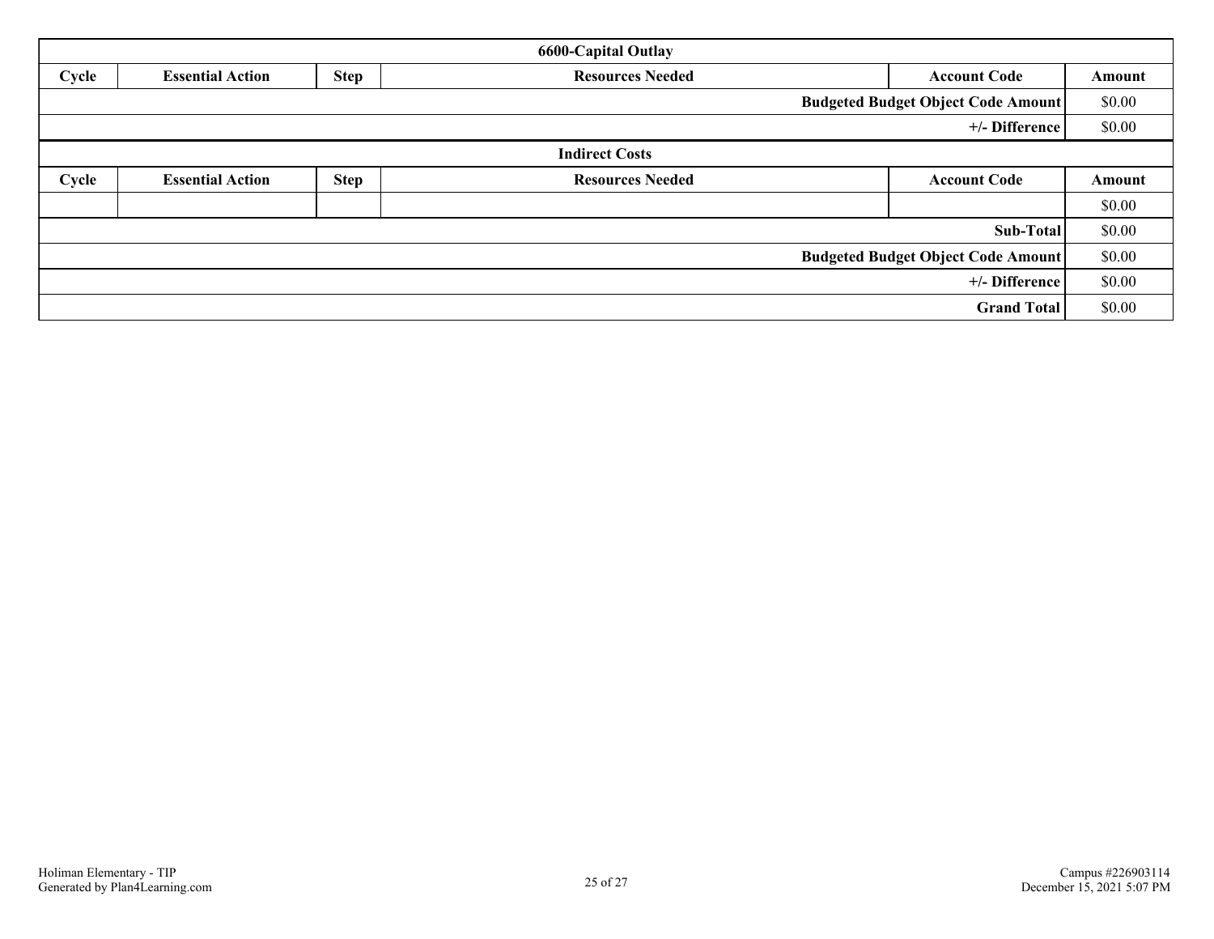| 6600-Capital Outlay | | | | | |
|---|---|---|---|---|---|
| **Cycle** | **Essential Action** | **Step** | **Resources Needed** | **Account Code** | **Amount** |
| | | | | **Budgeted Budget Object Code Amount** | $0.00 |
| | | | | **+/- Difference** | $0.00 |

| Indirect Costs | | | | | |
|---|---|---|---|---|---|
| **Cycle** | **Essential Action** | **Step** | **Resources Needed** | **Account Code** | **Amount** |
| | | | | | $0.00 |
| | | | | **Sub-Total** | $0.00 |
| | | | | **Budgeted Budget Object Code Amount** | $0.00 |
| | | | | **+/- Difference** | $0.00 |
| | | | | **Grand Total** | $0.00 |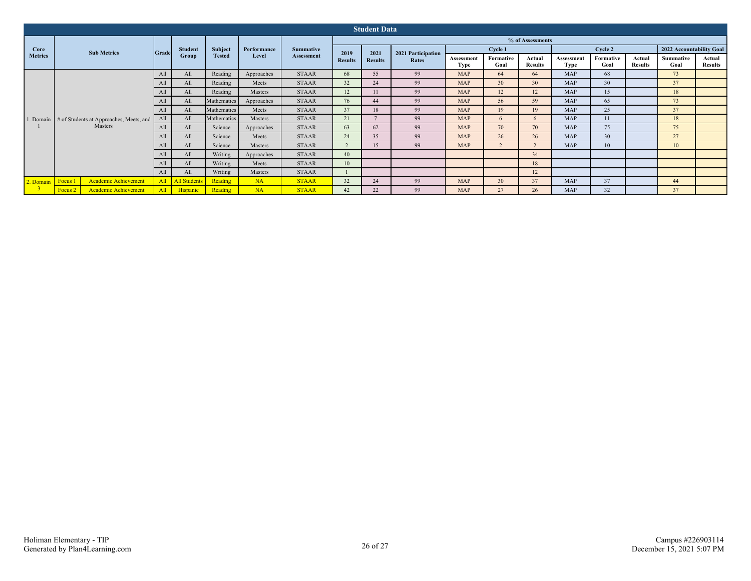# Student Data

| Core Metrics | Sub Metrics | | Grade | Student Group | Subject Tested | Performance Level | Summative Assessment | % of Assessments | | | | | | | | | | |
|---|---|---|---|---|---|---|---|---|---|---|---|---|---|---|---|---|---|---|
| | | | | | | | | 2019 Results | 2021 Results | 2021 Participation Rates | Cycle 1 | | | Cycle 2 | | | 2022 Accountability Goal | |
| | | | | | | | | | | | Assessment Type | Formative Goal | Actual Results | Assessment Type | Formative Goal | Actual Results | Summative Goal | Actual Results |
| 1. Domain 1 | # of Students at Approaches, Meets, and Masters | | All | All | Reading | Approaches | STAAR | 68 | 55 | 99 | MAP | 64 | 64 | MAP | 68 | | 73 | |
| | | | All | All | Reading | Meets | STAAR | 32 | 24 | 99 | MAP | 30 | 30 | MAP | 30 | | 37 | |
| | | | All | All | Reading | Masters | STAAR | 12 | 11 | 99 | MAP | 12 | 12 | MAP | 15 | | 18 | |
| | | | All | All | Mathematics | Approaches | STAAR | 76 | 44 | 99 | MAP | 56 | 59 | MAP | 65 | | 73 | |
| | | | All | All | Mathematics | Meets | STAAR | 37 | 18 | 99 | MAP | 19 | 19 | MAP | 25 | | 37 | |
| | | | All | All | Mathematics | Masters | STAAR | 21 | 7 | 99 | MAP | 6 | 6 | MAP | 11 | | 18 | |
| | | | All | All | Science | Approaches | STAAR | 63 | 62 | 99 | MAP | 70 | 70 | MAP | 75 | | 75 | |
| | | | All | All | Science | Meets | STAAR | 24 | 35 | 99 | MAP | 26 | 26 | MAP | 30 | | 27 | |
| | | | All | All | Science | Masters | STAAR | 2 | 15 | 99 | MAP | 2 | 2 | MAP | 10 | | 10 | |
| | | | All | All | Writing | Approaches | STAAR | 40 | | | | | 34 | | | | | |
| | | | All | All | Writing | Meets | STAAR | 10 | | | | | 18 | | | | | |
| | | | All | All | Writing | Masters | STAAR | 1 | | | | | 12 | | | | | |
| 2. Domain 3 | Focus 1 | Academic Achievement | All | All Students | Reading | NA | STAAR | 32 | 24 | 99 | MAP | 30 | 37 | MAP | 37 | | 44 | |
| | Focus 2 | Academic Achievement | All | Hispanic | Reading | NA | STAAR | 42 | 22 | 99 | MAP | 27 | 26 | MAP | 32 | | 37 | |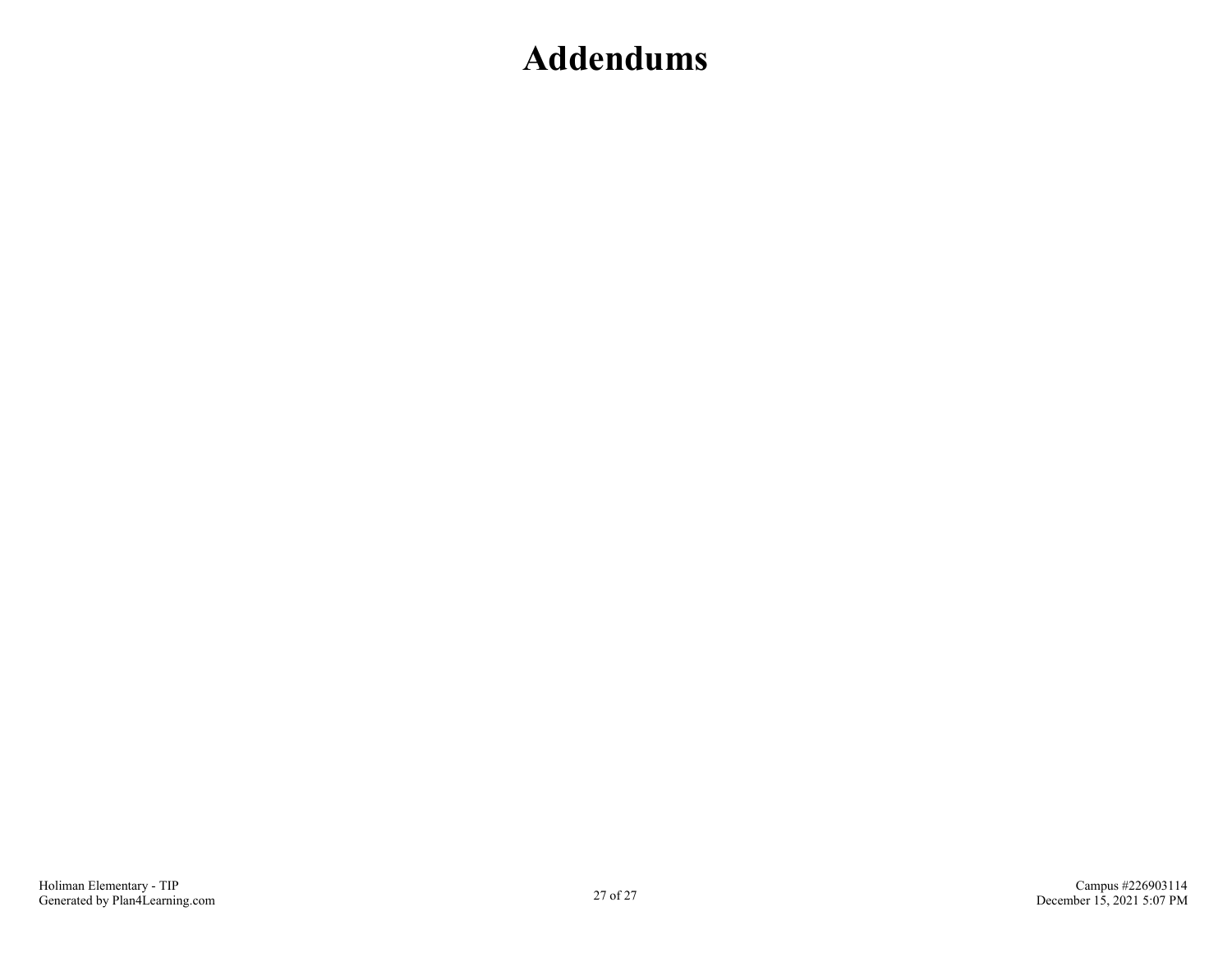# Addendums